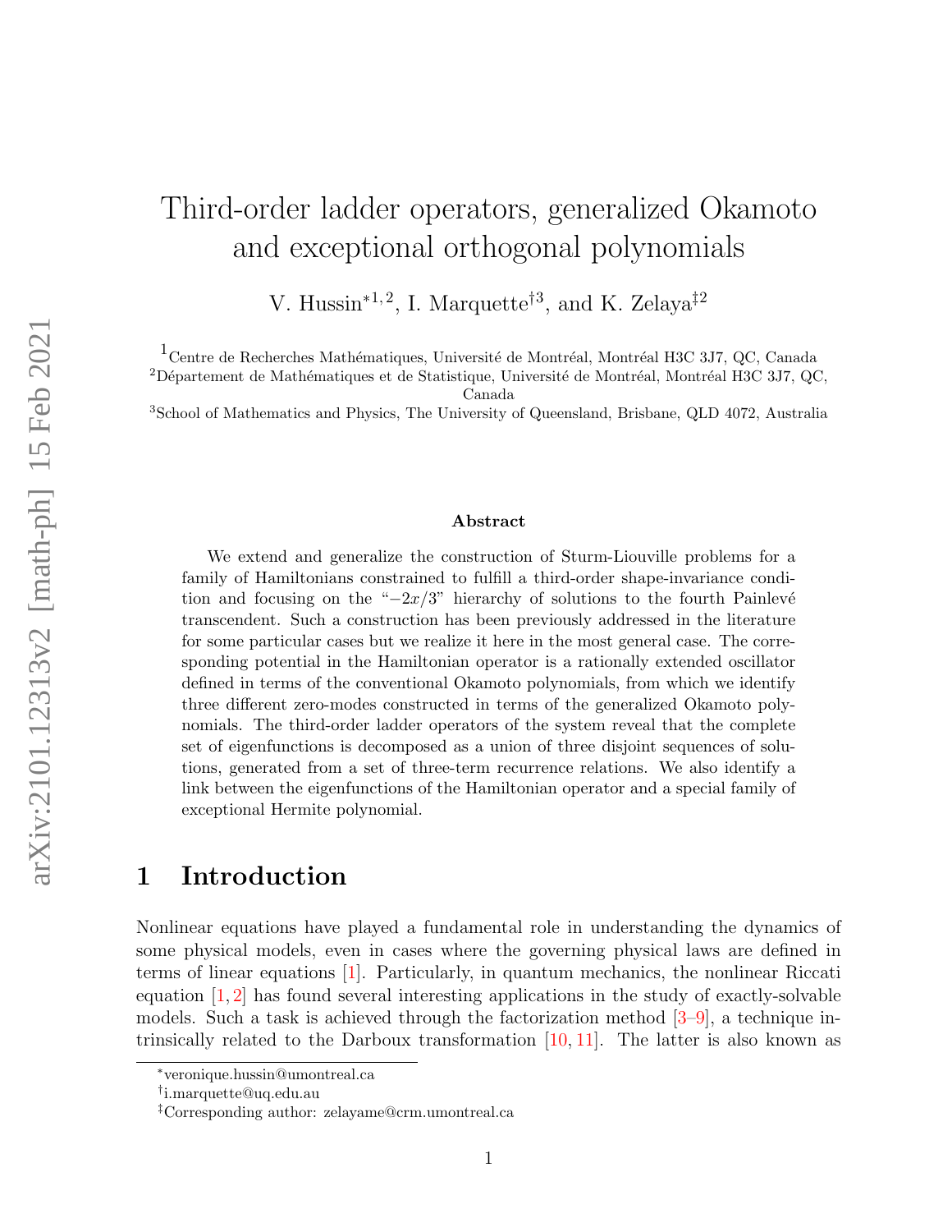# Third-order ladder operators, generalized Okamoto and exceptional orthogonal polynomials

V. Hussin*[1,2], I. Marquette†[3], and K. Zelaya‡[2]

[1]Centre de Recherches Mathématiques, Université de Montréal, Montréal H3C 3J7, QC, Canada

[2]Département de Mathématiques et de Statistique, Université de Montréal, Montréal H3C 3J7, QC, Canada

[3]School of Mathematics and Physics, The University of Queensland, Brisbane, QLD 4072, Australia

**Abstract**

We extend and generalize the construction of Sturm-Liouville problems for a family of Hamiltonians constrained to fulfill a third-order shape-invariance condition and focusing on the "$-2x/3$" hierarchy of solutions to the fourth Painlevé transcendent. Such a construction has been previously addressed in the literature for some particular cases but we realize it here in the most general case. The corresponding potential in the Hamiltonian operator is a rationally extended oscillator defined in terms of the conventional Okamoto polynomials, from which we identify three different zero-modes constructed in terms of the generalized Okamoto polynomials. The third-order ladder operators of the system reveal that the complete set of eigenfunctions is decomposed as a union of three disjoint sequences of solutions, generated from a set of three-term recurrence relations. We also identify a link between the eigenfunctions of the Hamiltonian operator and a special family of exceptional Hermite polynomial.

## 1 Introduction

Nonlinear equations have played a fundamental role in understanding the dynamics of some physical models, even in cases where the governing physical laws are defined in terms of linear equations [1]. Particularly, in quantum mechanics, the nonlinear Riccati equation [1, 2] has found several interesting applications in the study of exactly-solvable models. Such a task is achieved through the factorization method [3–9], a technique intrinsically related to the Darboux transformation [10, 11]. The latter is also known as

*veronique.hussin@umontreal.ca

†i.marquette@uq.edu.au

‡Corresponding author: zelayame@crm.umontreal.ca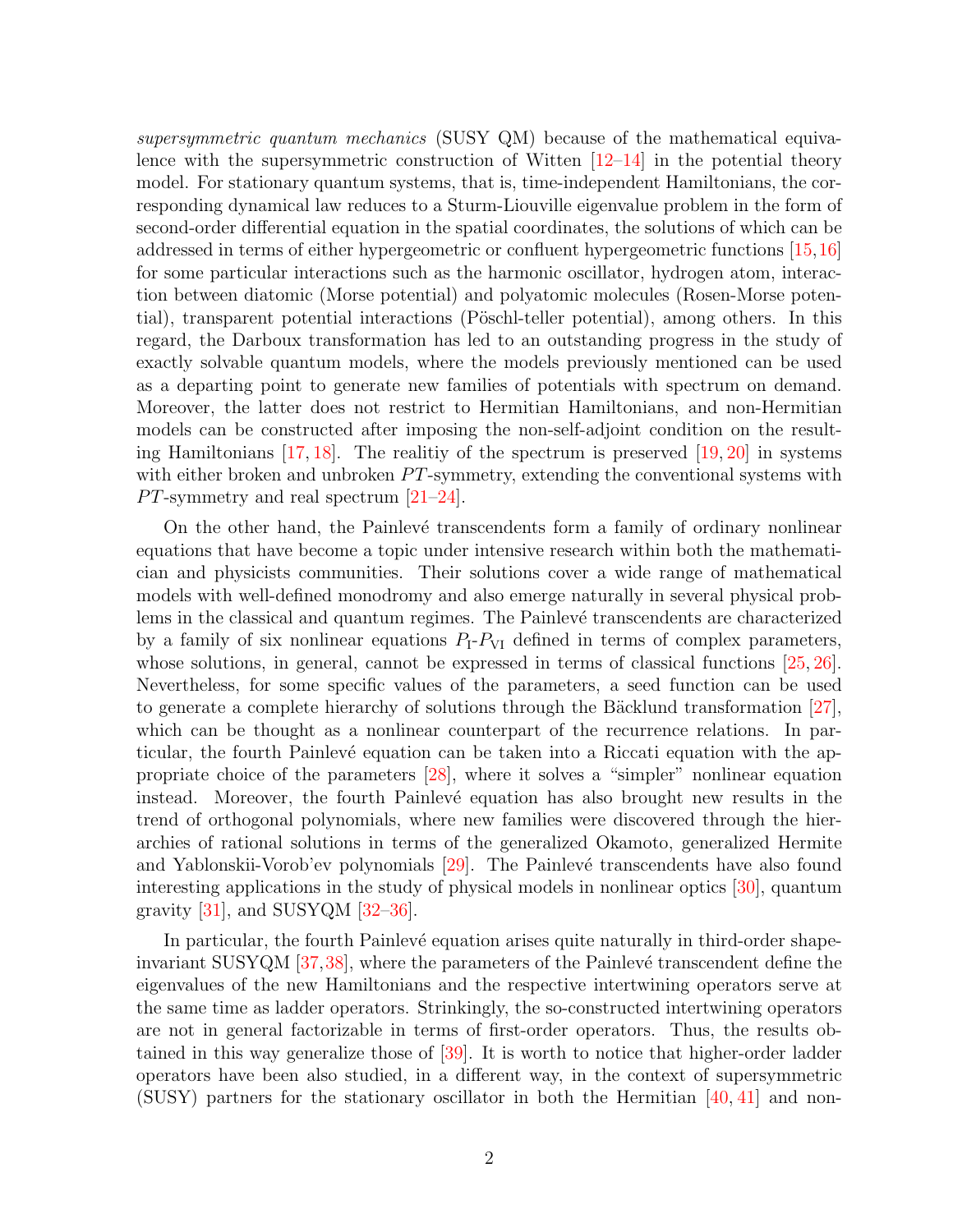*supersymmetric quantum mechanics* (SUSY QM) because of the mathematical equivalence with the supersymmetric construction of Witten [12–14] in the potential theory model. For stationary quantum systems, that is, time-independent Hamiltonians, the corresponding dynamical law reduces to a Sturm-Liouville eigenvalue problem in the form of second-order differential equation in the spatial coordinates, the solutions of which can be addressed in terms of either hypergeometric or confluent hypergeometric functions [15,16] for some particular interactions such as the harmonic oscillator, hydrogen atom, interaction between diatomic (Morse potential) and polyatomic molecules (Rosen-Morse potential), transparent potential interactions (Pöschl-teller potential), among others. In this regard, the Darboux transformation has led to an outstanding progress in the study of exactly solvable quantum models, where the models previously mentioned can be used as a departing point to generate new families of potentials with spectrum on demand. Moreover, the latter does not restrict to Hermitian Hamiltonians, and non-Hermitian models can be constructed after imposing the non-self-adjoint condition on the resulting Hamiltonians [17, 18]. The realitiy of the spectrum is preserved [19, 20] in systems with either broken and unbroken $PT$-symmetry, extending the conventional systems with $PT$-symmetry and real spectrum [21–24].

On the other hand, the Painlevé transcendents form a family of ordinary nonlinear equations that have become a topic under intensive research within both the mathematician and physicists communities. Their solutions cover a wide range of mathematical models with well-defined monodromy and also emerge naturally in several physical problems in the classical and quantum regimes. The Painlevé transcendents are characterized by a family of six nonlinear equations $P_{\mathrm{I}}$-$P_{\mathrm{VI}}$ defined in terms of complex parameters, whose solutions, in general, cannot be expressed in terms of classical functions [25, 26]. Nevertheless, for some specific values of the parameters, a seed function can be used to generate a complete hierarchy of solutions through the Bäcklund transformation [27], which can be thought as a nonlinear counterpart of the recurrence relations. In particular, the fourth Painlevé equation can be taken into a Riccati equation with the appropriate choice of the parameters [28], where it solves a "simpler" nonlinear equation instead. Moreover, the fourth Painlevé equation has also brought new results in the trend of orthogonal polynomials, where new families were discovered through the hierarchies of rational solutions in terms of the generalized Okamoto, generalized Hermite and Yablonskii-Vorob'ev polynomials [29]. The Painlevé transcendents have also found interesting applications in the study of physical models in nonlinear optics [30], quantum gravity [31], and SUSYQM [32–36].

In particular, the fourth Painlevé equation arises quite naturally in third-order shape-invariant SUSYQM [37,38], where the parameters of the Painlevé transcendent define the eigenvalues of the new Hamiltonians and the respective intertwining operators serve at the same time as ladder operators. Strinkingly, the so-constructed intertwining operators are not in general factorizable in terms of first-order operators. Thus, the results obtained in this way generalize those of [39]. It is worth to notice that higher-order ladder operators have been also studied, in a different way, in the context of supersymmetric (SUSY) partners for the stationary oscillator in both the Hermitian [40, 41] and non-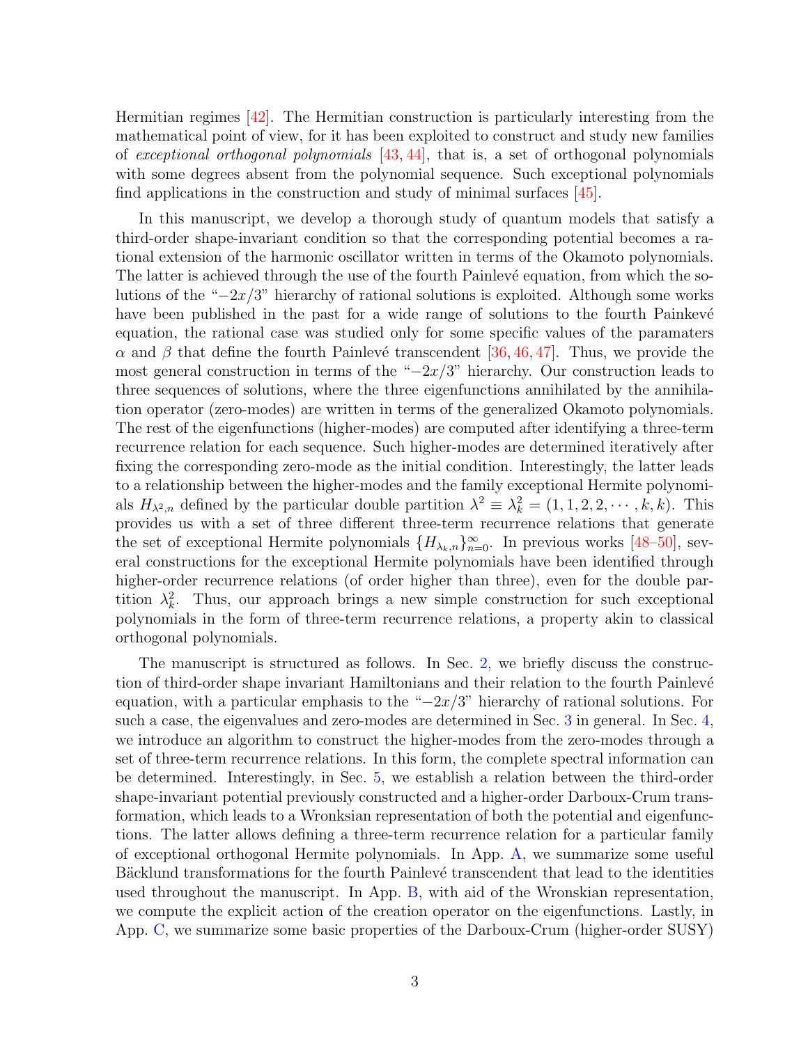Hermitian regimes [42]. The Hermitian construction is particularly interesting from the mathematical point of view, for it has been exploited to construct and study new families of *exceptional orthogonal polynomials* [43, 44], that is, a set of orthogonal polynomials with some degrees absent from the polynomial sequence. Such exceptional polynomials find applications in the construction and study of minimal surfaces [45].

In this manuscript, we develop a thorough study of quantum models that satisfy a third-order shape-invariant condition so that the corresponding potential becomes a rational extension of the harmonic oscillator written in terms of the Okamoto polynomials. The latter is achieved through the use of the fourth Painlevé equation, from which the solutions of the "$-2x/3$" hierarchy of rational solutions is exploited. Although some works have been published in the past for a wide range of solutions to the fourth Painkevé equation, the rational case was studied only for some specific values of the paramaters $\alpha$ and $\beta$ that define the fourth Painlevé transcendent [36, 46, 47]. Thus, we provide the most general construction in terms of the "$-2x/3$" hierarchy. Our construction leads to three sequences of solutions, where the three eigenfunctions annihilated by the annihilation operator (zero-modes) are written in terms of the generalized Okamoto polynomials. The rest of the eigenfunctions (higher-modes) are computed after identifying a three-term recurrence relation for each sequence. Such higher-modes are determined iteratively after fixing the corresponding zero-mode as the initial condition. Interestingly, the latter leads to a relationship between the higher-modes and the family exceptional Hermite polynomials $H_{\lambda^2,n}$ defined by the particular double partition $\lambda^2 \equiv \lambda_k^2 = (1, 1, 2, 2, \cdots, k, k)$. This provides us with a set of three different three-term recurrence relations that generate the set of exceptional Hermite polynomials $\{H_{\lambda_k,n}\}_{n=0}^{\infty}$. In previous works [48–50], several constructions for the exceptional Hermite polynomials have been identified through higher-order recurrence relations (of order higher than three), even for the double partition $\lambda_k^2$. Thus, our approach brings a new simple construction for such exceptional polynomials in the form of three-term recurrence relations, a property akin to classical orthogonal polynomials.

The manuscript is structured as follows. In Sec. 2, we briefly discuss the construction of third-order shape invariant Hamiltonians and their relation to the fourth Painlevé equation, with a particular emphasis to the "$-2x/3$" hierarchy of rational solutions. For such a case, the eigenvalues and zero-modes are determined in Sec. 3 in general. In Sec. 4, we introduce an algorithm to construct the higher-modes from the zero-modes through a set of three-term recurrence relations. In this form, the complete spectral information can be determined. Interestingly, in Sec. 5, we establish a relation between the third-order shape-invariant potential previously constructed and a higher-order Darboux-Crum transformation, which leads to a Wronksian representation of both the potential and eigenfunctions. The latter allows defining a three-term recurrence relation for a particular family of exceptional orthogonal Hermite polynomials. In App. A, we summarize some useful Bäcklund transformations for the fourth Painlevé transcendent that lead to the identities used throughout the manuscript. In App. B, with aid of the Wronskian representation, we compute the explicit action of the creation operator on the eigenfunctions. Lastly, in App. C, we summarize some basic properties of the Darboux-Crum (higher-order SUSY)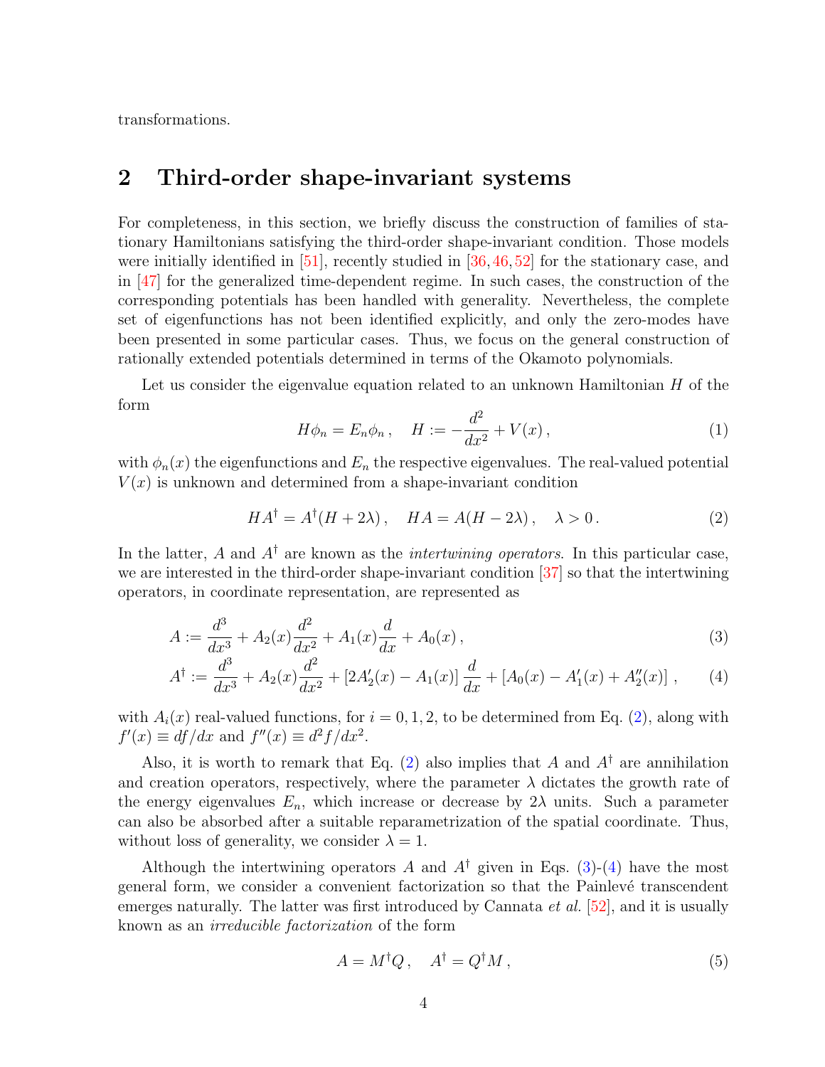transformations.

## 2 Third-order shape-invariant systems

For completeness, in this section, we briefly discuss the construction of families of stationary Hamiltonians satisfying the third-order shape-invariant condition. Those models were initially identified in [51], recently studied in [36, 46, 52] for the stationary case, and in [47] for the generalized time-dependent regime. In such cases, the construction of the corresponding potentials has been handled with generality. Nevertheless, the complete set of eigenfunctions has not been identified explicitly, and only the zero-modes have been presented in some particular cases. Thus, we focus on the general construction of rationally extended potentials determined in terms of the Okamoto polynomials.

Let us consider the eigenvalue equation related to an unknown Hamiltonian $H$ of the form

$$H\phi_n = E_n\phi_n \,, \quad H := -\frac{d^2}{dx^2} + V(x) \,, \tag{1}$$

with $\phi_n(x)$ the eigenfunctions and $E_n$ the respective eigenvalues. The real-valued potential $V(x)$ is unknown and determined from a shape-invariant condition

$$HA^\dagger = A^\dagger(H + 2\lambda) \,, \quad HA = A(H - 2\lambda) \,, \quad \lambda > 0 \,. \tag{2}$$

In the latter, $A$ and $A^\dagger$ are known as the *intertwining operators*. In this particular case, we are interested in the third-order shape-invariant condition [37] so that the intertwining operators, in coordinate representation, are represented as

$$A := \frac{d^3}{dx^3} + A_2(x)\frac{d^2}{dx^2} + A_1(x)\frac{d}{dx} + A_0(x) \,, \tag{3}$$

$$A^\dagger := \frac{d^3}{dx^3} + A_2(x)\frac{d^2}{dx^2} + \left[2A_2'(x) - A_1(x)\right]\frac{d}{dx} + \left[A_0(x) - A_1'(x) + A_2''(x)\right] \,, \tag{4}$$

with $A_i(x)$ real-valued functions, for $i = 0, 1, 2$, to be determined from Eq. (2), along with $f'(x) \equiv df/dx$ and $f''(x) \equiv d^2f/dx^2$.

Also, it is worth to remark that Eq. (2) also implies that $A$ and $A^\dagger$ are annihilation and creation operators, respectively, where the parameter $\lambda$ dictates the growth rate of the energy eigenvalues $E_n$, which increase or decrease by $2\lambda$ units. Such a parameter can also be absorbed after a suitable reparametrization of the spatial coordinate. Thus, without loss of generality, we consider $\lambda = 1$.

Although the intertwining operators $A$ and $A^\dagger$ given in Eqs. (3)-(4) have the most general form, we consider a convenient factorization so that the Painlevé transcendent emerges naturally. The latter was first introduced by Cannata *et al.* [52], and it is usually known as an *irreducible factorization* of the form

$$A = M^\dagger Q \,, \quad A^\dagger = Q^\dagger M \,, \tag{5}$$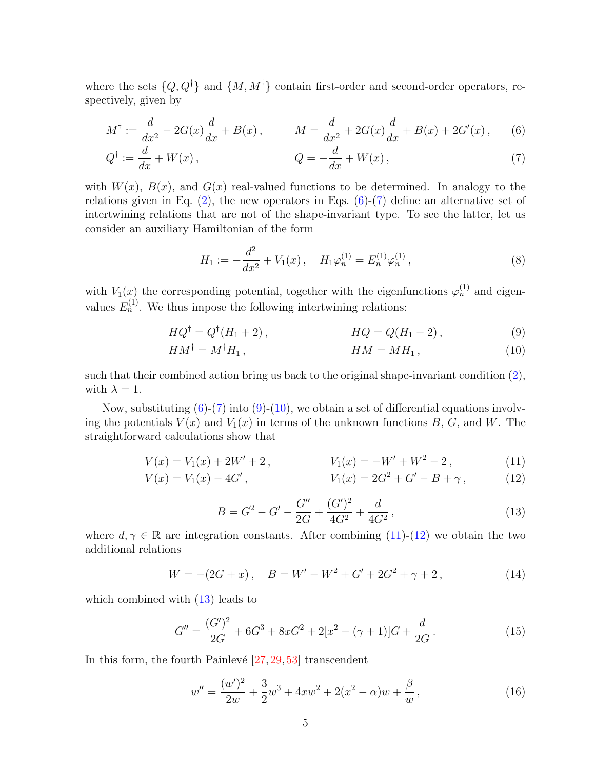where the sets $\{Q, Q^\dagger\}$ and $\{M, M^\dagger\}$ contain first-order and second-order operators, respectively, given by

$$M^\dagger := \frac{d}{dx^2} - 2G(x)\frac{d}{dx} + B(x)\,, \qquad M = \frac{d}{dx^2} + 2G(x)\frac{d}{dx} + B(x) + 2G'(x)\,, \tag{6}$$

$$Q^\dagger := \frac{d}{dx} + W(x)\,, \qquad Q = -\frac{d}{dx} + W(x)\,, \tag{7}$$

with $W(x)$, $B(x)$, and $G(x)$ real-valued functions to be determined. In analogy to the relations given in Eq. (2), the new operators in Eqs. (6)-(7) define an alternative set of intertwining relations that are not of the shape-invariant type. To see the latter, let us consider an auxiliary Hamiltonian of the form

$$H_1 := -\frac{d^2}{dx^2} + V_1(x)\,, \quad H_1\varphi_n^{(1)} = E_n^{(1)}\varphi_n^{(1)}\,, \tag{8}$$

with $V_1(x)$ the corresponding potential, together with the eigenfunctions $\varphi_n^{(1)}$ and eigenvalues $E_n^{(1)}$. We thus impose the following intertwining relations:

$$HQ^\dagger = Q^\dagger(H_1 + 2)\,, \qquad HQ = Q(H_1 - 2)\,, \tag{9}$$

$$HM^\dagger = M^\dagger H_1\,, \qquad HM = MH_1\,, \tag{10}$$

such that their combined action bring us back to the original shape-invariant condition (2), with $\lambda = 1$.

Now, substituting (6)-(7) into (9)-(10), we obtain a set of differential equations involving the potentials $V(x)$ and $V_1(x)$ in terms of the unknown functions $B$, $G$, and $W$. The straightforward calculations show that

$$V(x) = V_1(x) + 2W' + 2\,, \qquad V_1(x) = -W' + W^2 - 2\,, \tag{11}$$

$$V(x) = V_1(x) - 4G'\,, \qquad V_1(x) = 2G^2 + G' - B + \gamma\,, \tag{12}$$

$$B = G^2 - G' - \frac{G''}{2G} + \frac{(G')^2}{4G^2} + \frac{d}{4G^2}\,, \tag{13}$$

where $d, \gamma \in \mathbb{R}$ are integration constants. After combining (11)-(12) we obtain the two additional relations

$$W = -(2G + x)\,, \quad B = W' - W^2 + G' + 2G^2 + \gamma + 2\,, \tag{14}$$

which combined with (13) leads to

$$G'' = \frac{(G')^2}{2G} + 6G^3 + 8xG^2 + 2[x^2 - (\gamma + 1)]G + \frac{d}{2G}\,. \tag{15}$$

In this form, the fourth Painlevé [27, 29, 53] transcendent

$$w'' = \frac{(w')^2}{2w} + \frac{3}{2}w^3 + 4xw^2 + 2(x^2 - \alpha)w + \frac{\beta}{w}\,, \tag{16}$$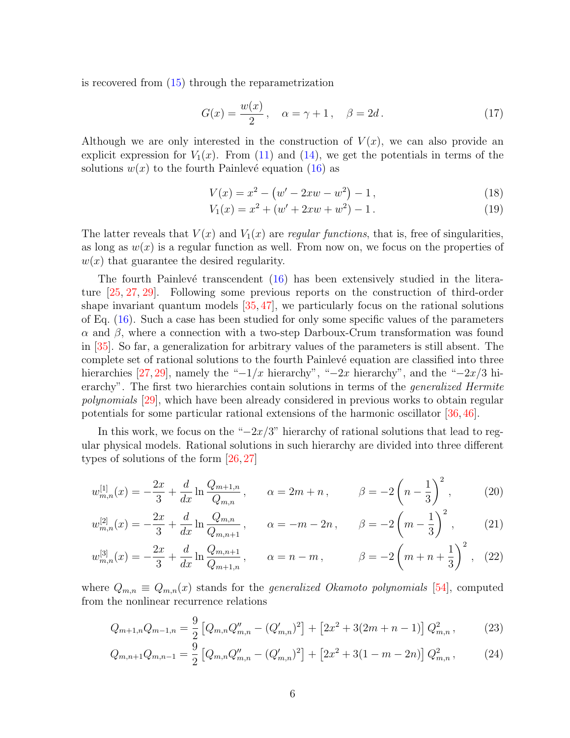is recovered from (15) through the reparametrization

$$G(x) = \frac{w(x)}{2}, \quad \alpha = \gamma + 1, \quad \beta = 2d. \tag{17}$$

Although we are only interested in the construction of $V(x)$, we can also provide an explicit expression for $V_1(x)$. From (11) and (14), we get the potentials in terms of the solutions $w(x)$ to the fourth Painlevé equation (16) as

$$V(x) = x^2 - \left(w' - 2xw - w^2\right) - 1, \tag{18}$$

$$V_1(x) = x^2 + (w' + 2xw + w^2) - 1. \tag{19}$$

The latter reveals that $V(x)$ and $V_1(x)$ are *regular functions*, that is, free of singularities, as long as $w(x)$ is a regular function as well. From now on, we focus on the properties of $w(x)$ that guarantee the desired regularity.

The fourth Painlevé transcendent (16) has been extensively studied in the literature [25, 27, 29]. Following some previous reports on the construction of third-order shape invariant quantum models [35, 47], we particularly focus on the rational solutions of Eq. (16). Such a case has been studied for only some specific values of the parameters $\alpha$ and $\beta$, where a connection with a two-step Darboux-Crum transformation was found in [35]. So far, a generalization for arbitrary values of the parameters is still absent. The complete set of rational solutions to the fourth Painlevé equation are classified into three hierarchies [27, 29], namely the "$-1/x$ hierarchy", "$-2x$ hierarchy", and the "$-2x/3$ hierarchy". The first two hierarchies contain solutions in terms of the *generalized Hermite polynomials* [29], which have been already considered in previous works to obtain regular potentials for some particular rational extensions of the harmonic oscillator [36, 46].

In this work, we focus on the "$-2x/3$" hierarchy of rational solutions that lead to regular physical models. Rational solutions in such hierarchy are divided into three different types of solutions of the form [26, 27]

$$w_{m,n}^{[1]}(x) = -\frac{2x}{3} + \frac{d}{dx}\ln\frac{Q_{m+1,n}}{Q_{m,n}}, \qquad \alpha = 2m + n, \qquad \beta = -2\left(n - \frac{1}{3}\right)^2, \tag{20}$$

$$w_{m,n}^{[2]}(x) = -\frac{2x}{3} + \frac{d}{dx}\ln\frac{Q_{m,n}}{Q_{m,n+1}}, \qquad \alpha = -m - 2n, \qquad \beta = -2\left(m - \frac{1}{3}\right)^2, \tag{21}$$

$$w_{m,n}^{[3]}(x) = -\frac{2x}{3} + \frac{d}{dx}\ln\frac{Q_{m,n+1}}{Q_{m+1,n}}, \qquad \alpha = n - m, \qquad \beta = -2\left(m + n + \frac{1}{3}\right)^2, \tag{22}$$

where $Q_{m,n} \equiv Q_{m,n}(x)$ stands for the *generalized Okamoto polynomials* [54], computed from the nonlinear recurrence relations

$$Q_{m+1,n}Q_{m-1,n} = \frac{9}{2}\left[Q_{m,n}Q''_{m,n} - (Q'_{m,n})^2\right] + \left[2x^2 + 3(2m + n - 1)\right]Q_{m,n}^2, \tag{23}$$

$$Q_{m,n+1}Q_{m,n-1} = \frac{9}{2}\left[Q_{m,n}Q''_{m,n} - (Q'_{m,n})^2\right] + \left[2x^2 + 3(1 - m - 2n)\right]Q_{m,n}^2, \tag{24}$$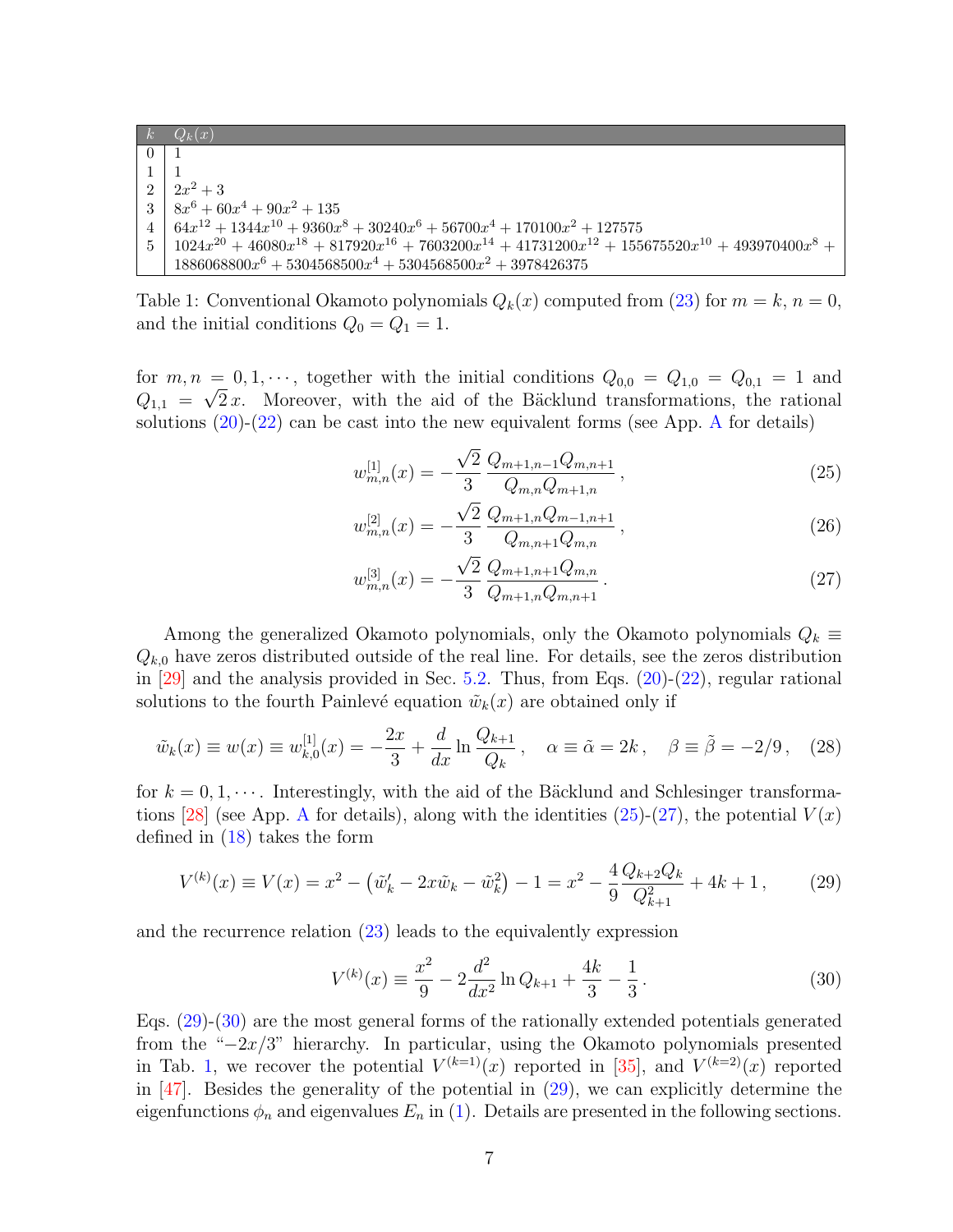| $k$ | $Q_k(x)$ |
|---|---|
| 0 | 1 |
| 1 | 1 |
| 2 | $2x^2 + 3$ |
| 3 | $8x^6 + 60x^4 + 90x^2 + 135$ |
| 4 | $64x^{12} + 1344x^{10} + 9360x^8 + 30240x^6 + 56700x^4 + 170100x^2 + 127575$ |
| 5 | $1024x^{20} + 46080x^{18} + 817920x^{16} + 7603200x^{14} + 41731200x^{12} + 155675520x^{10} + 493970400x^8 + 1886068800x^6 + 5304568500x^4 + 5304568500x^2 + 3978426375$ |

Table 1: Conventional Okamoto polynomials $Q_k(x)$ computed from (23) for $m = k$, $n = 0$, and the initial conditions $Q_0 = Q_1 = 1$.

for $m, n = 0, 1, \cdots$, together with the initial conditions $Q_{0,0} = Q_{1,0} = Q_{0,1} = 1$ and $Q_{1,1} = \sqrt{2}\,x$. Moreover, with the aid of the Bäcklund transformations, the rational solutions (20)-(22) can be cast into the new equivalent forms (see App. A for details)

$$w^{[1]}_{m,n}(x) = -\frac{\sqrt{2}}{3}\frac{Q_{m+1,n-1}Q_{m,n+1}}{Q_{m,n}Q_{m+1,n}}\,, \tag{25}$$

$$w^{[2]}_{m,n}(x) = -\frac{\sqrt{2}}{3}\frac{Q_{m+1,n}Q_{m-1,n+1}}{Q_{m,n+1}Q_{m,n}}\,, \tag{26}$$

$$w^{[3]}_{m,n}(x) = -\frac{\sqrt{2}}{3}\frac{Q_{m+1,n+1}Q_{m,n}}{Q_{m+1,n}Q_{m,n+1}}\,. \tag{27}$$

Among the generalized Okamoto polynomials, only the Okamoto polynomials $Q_k \equiv Q_{k,0}$ have zeros distributed outside of the real line. For details, see the zeros distribution in [29] and the analysis provided in Sec. 5.2. Thus, from Eqs. (20)-(22), regular rational solutions to the fourth Painlevé equation $\tilde{w}_k(x)$ are obtained only if

$$\tilde{w}_k(x) \equiv w(x) \equiv w^{[1]}_{k,0}(x) = -\frac{2x}{3} + \frac{d}{dx}\ln\frac{Q_{k+1}}{Q_k}\,, \quad \alpha \equiv \tilde{\alpha} = 2k\,, \quad \beta \equiv \tilde{\beta} = -2/9\,, \tag{28}$$

for $k = 0, 1, \cdots$. Interestingly, with the aid of the Bäcklund and Schlesinger transformations [28] (see App. A for details), along with the identities (25)-(27), the potential $V(x)$ defined in (18) takes the form

$$V^{(k)}(x) \equiv V(x) = x^2 - \left(\tilde{w}_k' - 2x\tilde{w}_k - \tilde{w}_k^2\right) - 1 = x^2 - \frac{4}{9}\frac{Q_{k+2}Q_k}{Q_{k+1}^2} + 4k + 1\,, \tag{29}$$

and the recurrence relation (23) leads to the equivalently expression

$$V^{(k)}(x) \equiv \frac{x^2}{9} - 2\frac{d^2}{dx^2}\ln Q_{k+1} + \frac{4k}{3} - \frac{1}{3}\,. \tag{30}$$

Eqs. (29)-(30) are the most general forms of the rationally extended potentials generated from the "$-2x/3$" hierarchy. In particular, using the Okamoto polynomials presented in Tab. 1, we recover the potential $V^{(k=1)}(x)$ reported in [35], and $V^{(k=2)}(x)$ reported in [47]. Besides the generality of the potential in (29), we can explicitly determine the eigenfunctions $\phi_n$ and eigenvalues $E_n$ in (1). Details are presented in the following sections.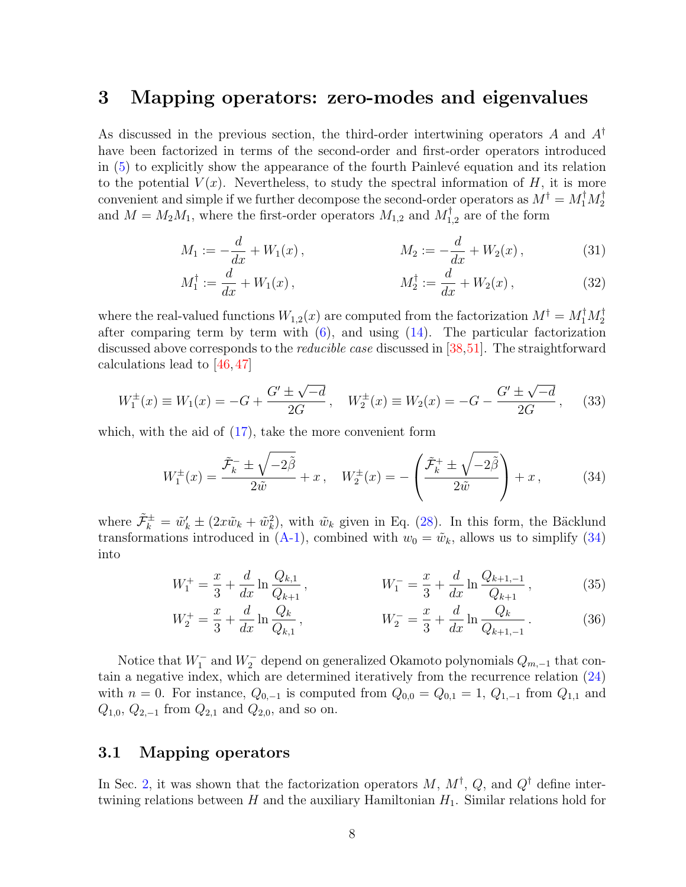# 3 Mapping operators: zero-modes and eigenvalues

As discussed in the previous section, the third-order intertwining operators $A$ and $A^\dagger$ have been factorized in terms of the second-order and first-order operators introduced in (5) to explicitly show the appearance of the fourth Painlevé equation and its relation to the potential $V(x)$. Nevertheless, to study the spectral information of $H$, it is more convenient and simple if we further decompose the second-order operators as $M^\dagger = M_1^\dagger M_2^\dagger$ and $M = M_2 M_1$, where the first-order operators $M_{1,2}$ and $M_{1,2}^\dagger$ are of the form

$$
M_1 := -\frac{d}{dx} + W_1(x)\,, \qquad\qquad M_2 := -\frac{d}{dx} + W_2(x)\,, \tag{31}
$$

$$
M_1^\dagger := \frac{d}{dx} + W_1(x)\,, \qquad\qquad M_2^\dagger := \frac{d}{dx} + W_2(x)\,, \tag{32}
$$

where the real-valued functions $W_{1,2}(x)$ are computed from the factorization $M^\dagger = M_1^\dagger M_2^\dagger$ after comparing term by term with (6), and using (14). The particular factorization discussed above corresponds to the *reducible case* discussed in [38,51]. The straightforward calculations lead to [46,47]

$$
W_1^\pm(x) \equiv W_1(x) = -G + \frac{G' \pm \sqrt{-d}}{2G}\,, \quad W_2^\pm(x) \equiv W_2(x) = -G - \frac{G' \pm \sqrt{-d}}{2G}\,, \tag{33}
$$

which, with the aid of (17), take the more convenient form

$$
W_1^\pm(x) = \frac{\tilde{\mathcal{F}}_k^- \pm \sqrt{-2\tilde{\beta}}}{2\tilde{w}} + x\,, \quad W_2^\pm(x) = -\left(\frac{\tilde{\mathcal{F}}_k^+ \pm \sqrt{-2\tilde{\beta}}}{2\tilde{w}}\right) + x\,, \tag{34}
$$

where $\tilde{\mathcal{F}}_k^\pm = \tilde{w}_k' \pm (2x\tilde{w}_k + \tilde{w}_k^2)$, with $\tilde{w}_k$ given in Eq. (28). In this form, the Bäcklund transformations introduced in (A-1), combined with $w_0 = \tilde{w}_k$, allows us to simplify (34) into

$$
W_1^+ = \frac{x}{3} + \frac{d}{dx}\ln\frac{Q_{k,1}}{Q_{k+1}}\,, \qquad\qquad W_1^- = \frac{x}{3} + \frac{d}{dx}\ln\frac{Q_{k+1,-1}}{Q_{k+1}}\,, \tag{35}
$$

$$
W_2^+ = \frac{x}{3} + \frac{d}{dx}\ln\frac{Q_{k}}{Q_{k,1}}\,, \qquad\qquad W_2^- = \frac{x}{3} + \frac{d}{dx}\ln\frac{Q_{k}}{Q_{k+1,-1}}\,. \tag{36}
$$

Notice that $W_1^-$ and $W_2^-$ depend on generalized Okamoto polynomials $Q_{m,-1}$ that contain a negative index, which are determined iteratively from the recurrence relation (24) with $n = 0$. For instance, $Q_{0,-1}$ is computed from $Q_{0,0} = Q_{0,1} = 1$, $Q_{1,-1}$ from $Q_{1,1}$ and $Q_{1,0}$, $Q_{2,-1}$ from $Q_{2,1}$ and $Q_{2,0}$, and so on.

## 3.1 Mapping operators

In Sec. 2, it was shown that the factorization operators $M$, $M^\dagger$, $Q$, and $Q^\dagger$ define intertwining relations between $H$ and the auxiliary Hamiltonian $H_1$. Similar relations hold for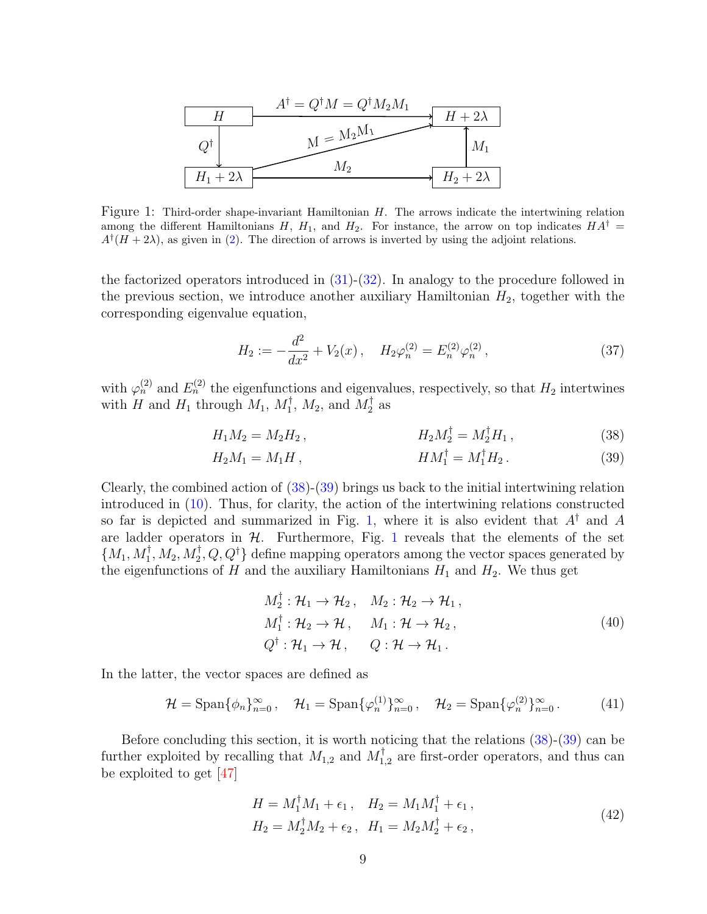$H$

$H + 2\lambda$

$H_1 + 2\lambda$

$H_2 + 2\lambda$

$A^\dagger = Q^\dagger M = Q^\dagger M_2 M_1$

$M = M_2 M_1$

$Q^\dagger$

$M_2$

$M_1$

Figure 1: Third-order shape-invariant Hamiltonian $H$. The arrows indicate the intertwining relation among the different Hamiltonians $H$, $H_1$, and $H_2$. For instance, the arrow on top indicates $HA^\dagger = A^\dagger(H + 2\lambda)$, as given in (2). The direction of arrows is inverted by using the adjoint relations.

the factorized operators introduced in (31)-(32). In analogy to the procedure followed in the previous section, we introduce another auxiliary Hamiltonian $H_2$, together with the corresponding eigenvalue equation,

$$
H_2 := -\frac{d^2}{dx^2} + V_2(x) , \quad H_2 \varphi_n^{(2)} = E_n^{(2)} \varphi_n^{(2)} , \tag{37}
$$

with $\varphi_n^{(2)}$ and $E_n^{(2)}$ the eigenfunctions and eigenvalues, respectively, so that $H_2$ intertwines with $H$ and $H_1$ through $M_1$, $M_1^\dagger$, $M_2$, and $M_2^\dagger$ as

$$
H_1 M_2 = M_2 H_2 , \qquad H_2 M_2^\dagger = M_2^\dagger H_1 , \tag{38}
$$

$$
H_2 M_1 = M_1 H , \qquad H M_1^\dagger = M_1^\dagger H_2 . \tag{39}
$$

Clearly, the combined action of (38)-(39) brings us back to the initial intertwining relation introduced in (10). Thus, for clarity, the action of the intertwining relations constructed so far is depicted and summarized in Fig. 1, where it is also evident that $A^\dagger$ and $A$ are ladder operators in $\mathcal{H}$. Furthermore, Fig. 1 reveals that the elements of the set $\{M_1, M_1^\dagger, M_2, M_2^\dagger, Q, Q^\dagger\}$ define mapping operators among the vector spaces generated by the eigenfunctions of $H$ and the auxiliary Hamiltonians $H_1$ and $H_2$. We thus get

$$
\begin{aligned}
&M_2^\dagger : \mathcal{H}_1 \to \mathcal{H}_2 , \quad M_2 : \mathcal{H}_2 \to \mathcal{H}_1 , \\
&M_1^\dagger : \mathcal{H}_2 \to \mathcal{H} , \quad M_1 : \mathcal{H} \to \mathcal{H}_2 , \\
&Q^\dagger : \mathcal{H}_1 \to \mathcal{H} , \quad Q : \mathcal{H} \to \mathcal{H}_1 .
\end{aligned} \tag{40}
$$

In the latter, the vector spaces are defined as

$$
\mathcal{H} = \operatorname{Span}\{\phi_n\}_{n=0}^\infty , \quad \mathcal{H}_1 = \operatorname{Span}\{\varphi_n^{(1)}\}_{n=0}^\infty , \quad \mathcal{H}_2 = \operatorname{Span}\{\varphi_n^{(2)}\}_{n=0}^\infty . \tag{41}
$$

Before concluding this section, it is worth noticing that the relations (38)-(39) can be further exploited by recalling that $M_{1,2}$ and $M_{1,2}^\dagger$ are first-order operators, and thus can be exploited to get [47]

$$
\begin{aligned}
&H = M_1^\dagger M_1 + \epsilon_1 , \quad H_2 = M_1 M_1^\dagger + \epsilon_1 , \\
&H_2 = M_2^\dagger M_2 + \epsilon_2 , \quad H_1 = M_2 M_2^\dagger + \epsilon_2 ,
\end{aligned} \tag{42}
$$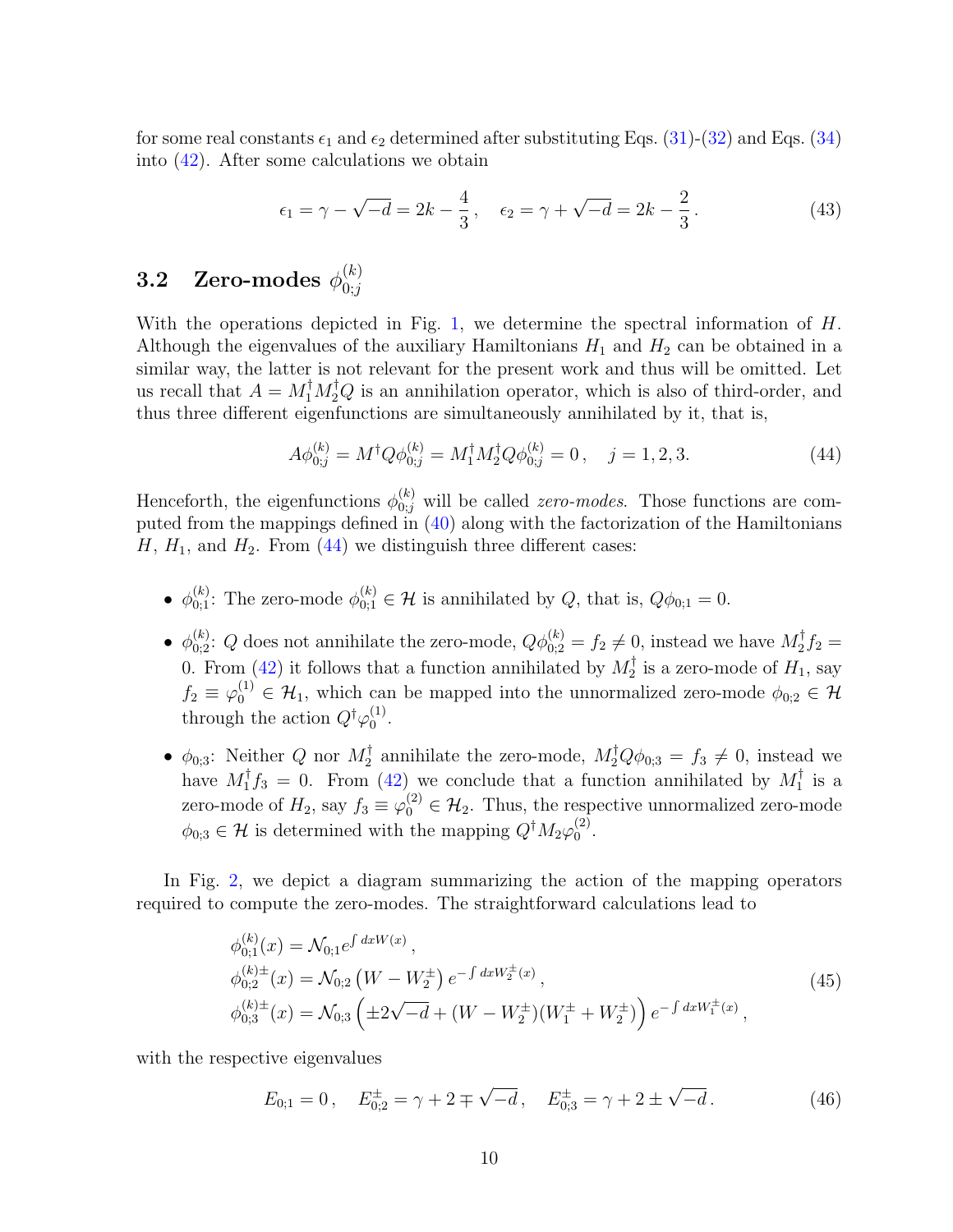for some real constants $\epsilon_1$ and $\epsilon_2$ determined after substituting Eqs. (31)-(32) and Eqs. (34) into (42). After some calculations we obtain

$$\epsilon_1 = \gamma - \sqrt{-d} = 2k - \frac{4}{3}\,, \quad \epsilon_2 = \gamma + \sqrt{-d} = 2k - \frac{2}{3}\,. \tag{43}$$

### 3.2 Zero-modes $\phi_{0;j}^{(k)}$

With the operations depicted in Fig. 1, we determine the spectral information of $H$. Although the eigenvalues of the auxiliary Hamiltonians $H_1$ and $H_2$ can be obtained in a similar way, the latter is not relevant for the present work and thus will be omitted. Let us recall that $A = M_1^\dagger M_2^\dagger Q$ is an annihilation operator, which is also of third-order, and thus three different eigenfunctions are simultaneously annihilated by it, that is,

$$A\phi_{0;j}^{(k)} = M^\dagger Q \phi_{0;j}^{(k)} = M_1^\dagger M_2^\dagger Q \phi_{0;j}^{(k)} = 0\,, \quad j = 1, 2, 3. \tag{44}$$

Henceforth, the eigenfunctions $\phi_{0;j}^{(k)}$ will be called *zero-modes*. Those functions are computed from the mappings defined in (40) along with the factorization of the Hamiltonians $H$, $H_1$, and $H_2$. From (44) we distinguish three different cases:

- $\phi_{0;1}^{(k)}$: The zero-mode $\phi_{0;1}^{(k)} \in \mathcal{H}$ is annihilated by $Q$, that is, $Q\phi_{0;1} = 0$.
- $\phi_{0;2}^{(k)}$: $Q$ does not annihilate the zero-mode, $Q\phi_{0;2}^{(k)} = f_2 \neq 0$, instead we have $M_2^\dagger f_2 = 0$. From (42) it follows that a function annihilated by $M_2^\dagger$ is a zero-mode of $H_1$, say $f_2 \equiv \varphi_0^{(1)} \in \mathcal{H}_1$, which can be mapped into the unnormalized zero-mode $\phi_{0;2} \in \mathcal{H}$ through the action $Q^\dagger \varphi_0^{(1)}$.
- $\phi_{0;3}$: Neither $Q$ nor $M_2^\dagger$ annihilate the zero-mode, $M_2^\dagger Q \phi_{0;3} = f_3 \neq 0$, instead we have $M_1^\dagger f_3 = 0$. From (42) we conclude that a function annihilated by $M_1^\dagger$ is a zero-mode of $H_2$, say $f_3 \equiv \varphi_0^{(2)} \in \mathcal{H}_2$. Thus, the respective unnormalized zero-mode $\phi_{0;3} \in \mathcal{H}$ is determined with the mapping $Q^\dagger M_2 \varphi_0^{(2)}$.

In Fig. 2, we depict a diagram summarizing the action of the mapping operators required to compute the zero-modes. The straightforward calculations lead to

$$\begin{aligned}
&\phi_{0;1}^{(k)}(x) = \mathcal{N}_{0;1} e^{\int dx W(x)}\,, \\
&\phi_{0;2}^{(k)\pm}(x) = \mathcal{N}_{0;2} \left(W - W_2^{\pm}\right) e^{-\int dx W_2^{\pm}(x)}\,, \\
&\phi_{0;3}^{(k)\pm}(x) = \mathcal{N}_{0;3} \left(\pm 2\sqrt{-d} + (W - W_2^{\pm})(W_1^{\pm} + W_2^{\pm})\right) e^{-\int dx W_1^{\pm}(x)}\,,
\end{aligned} \tag{45}$$

with the respective eigenvalues

$$E_{0;1} = 0\,, \quad E_{0;2}^{\pm} = \gamma + 2 \mp \sqrt{-d}\,, \quad E_{0;3}^{\pm} = \gamma + 2 \pm \sqrt{-d}\,. \tag{46}$$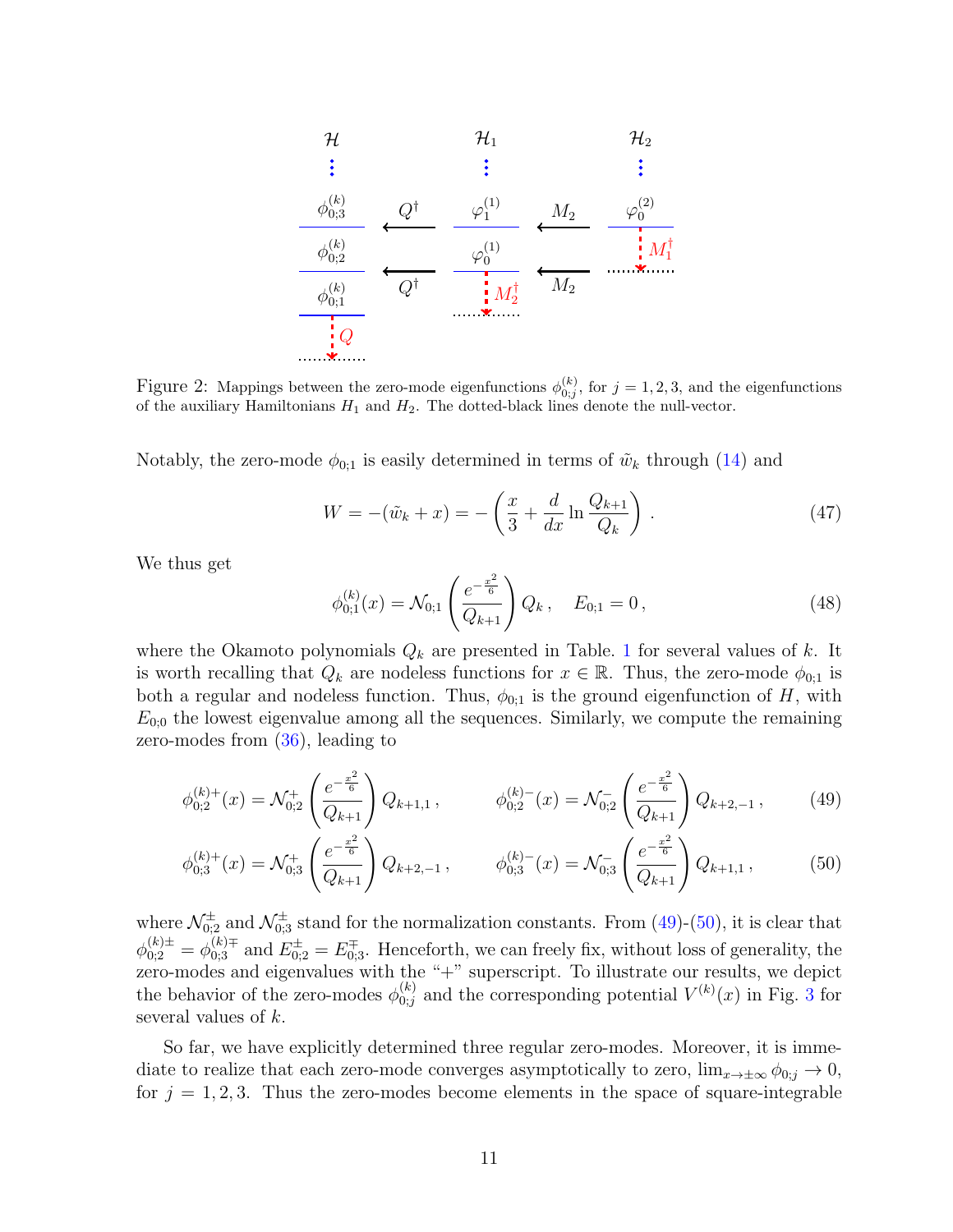$\mathcal{H}$

$\mathcal{H}_1$

$\mathcal{H}_2$

$\phi_{0;3}^{(k)}$

$\phi_{0;2}^{(k)}$

$\phi_{0;1}^{(k)}$

$Q^\dagger$

$Q^\dagger$

$Q$

$\varphi_1^{(1)}$

$\varphi_0^{(1)}$

$M_2$

$M_2$

$M_2^\dagger$

$\varphi_0^{(2)}$

$M_1^\dagger$

Figure 2: Mappings between the zero-mode eigenfunctions $\phi_{0;j}^{(k)}$, for $j = 1, 2, 3$, and the eigenfunctions of the auxiliary Hamiltonians $H_1$ and $H_2$. The dotted-black lines denote the null-vector.

Notably, the zero-mode $\phi_{0;1}$ is easily determined in terms of $\tilde{w}_k$ through (14) and

$$W = -(\tilde{w}_k + x) = -\left(\frac{x}{3} + \frac{d}{dx}\ln\frac{Q_{k+1}}{Q_k}\right) . \tag{47}$$

We thus get

$$\phi_{0;1}^{(k)}(x) = \mathcal{N}_{0;1}\left(\frac{e^{-\frac{x^2}{6}}}{Q_{k+1}}\right)Q_k , \quad E_{0;1} = 0 , \tag{48}$$

where the Okamoto polynomials $Q_k$ are presented in Table. 1 for several values of $k$. It is worth recalling that $Q_k$ are nodeless functions for $x \in \mathbb{R}$. Thus, the zero-mode $\phi_{0;1}$ is both a regular and nodeless function. Thus, $\phi_{0;1}$ is the ground eigenfunction of $H$, with $E_{0;0}$ the lowest eigenvalue among all the sequences. Similarly, we compute the remaining zero-modes from (36), leading to

$$\phi_{0;2}^{(k)+}(x) = \mathcal{N}_{0;2}^{+}\left(\frac{e^{-\frac{x^2}{6}}}{Q_{k+1}}\right)Q_{k+1,1} , \qquad \phi_{0;2}^{(k)-}(x) = \mathcal{N}_{0;2}^{-}\left(\frac{e^{-\frac{x^2}{6}}}{Q_{k+1}}\right)Q_{k+2,-1} , \tag{49}$$

$$\phi_{0;3}^{(k)+}(x) = \mathcal{N}_{0;3}^{+}\left(\frac{e^{-\frac{x^2}{6}}}{Q_{k+1}}\right)Q_{k+2,-1} , \qquad \phi_{0;3}^{(k)-}(x) = \mathcal{N}_{0;3}^{-}\left(\frac{e^{-\frac{x^2}{6}}}{Q_{k+1}}\right)Q_{k+1,1} , \tag{50}$$

where $\mathcal{N}_{0;2}^{\pm}$ and $\mathcal{N}_{0;3}^{\pm}$ stand for the normalization constants. From (49)-(50), it is clear that $\phi_{0;2}^{(k)\pm} = \phi_{0;3}^{(k)\mp}$ and $E_{0;2}^{\pm} = E_{0;3}^{\mp}$. Henceforth, we can freely fix, without loss of generality, the zero-modes and eigenvalues with the "+" superscript. To illustrate our results, we depict the behavior of the zero-modes $\phi_{0;j}^{(k)}$ and the corresponding potential $V^{(k)}(x)$ in Fig. 3 for several values of $k$.

So far, we have explicitly determined three regular zero-modes. Moreover, it is immediate to realize that each zero-mode converges asymptotically to zero, $\lim_{x\to\pm\infty}\phi_{0;j} \to 0$, for $j = 1, 2, 3$. Thus the zero-modes become elements in the space of square-integrable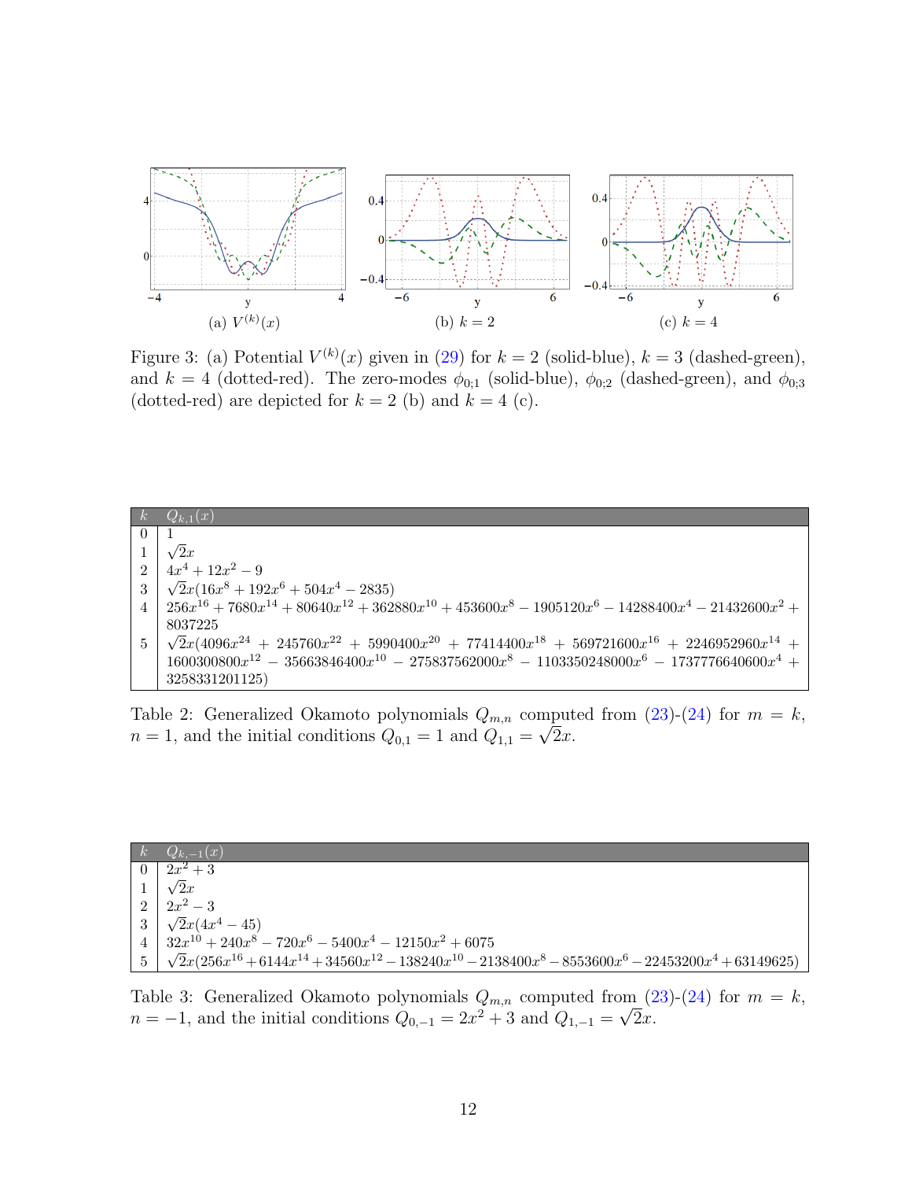4

0

−4

y

4

(a) $V^{(k)}(x)$

0.4

0

−0.4

−6

y

6

(b) $k = 2$

0.4

0

−0.4

−6

y

6

(c) $k = 4$

Figure 3: (a) Potential $V^{(k)}(x)$ given in (29) for $k = 2$ (solid-blue), $k = 3$ (dashed-green), and $k = 4$ (dotted-red). The zero-modes $\phi_{0;1}$ (solid-blue), $\phi_{0;2}$ (dashed-green), and $\phi_{0;3}$ (dotted-red) are depicted for $k = 2$ (b) and $k = 4$ (c).

| $k$ | $Q_{k,1}(x)$ |
|---|---|
| 0 | $1$ |
| 1 | $\sqrt{2}x$ |
| 2 | $4x^4 + 12x^2 - 9$ |
| 3 | $\sqrt{2}x(16x^8 + 192x^6 + 504x^4 - 2835)$ |
| 4 | $256x^{16} + 7680x^{14} + 80640x^{12} + 362880x^{10} + 453600x^8 - 1905120x^6 - 14288400x^4 - 21432600x^2 + 8037225$ |
| 5 | $\sqrt{2}x(4096x^{24} + 245760x^{22} + 5990400x^{20} + 77414400x^{18} + 569721600x^{16} + 2246952960x^{14} + 1600300800x^{12} - 35663846400x^{10} - 275837562000x^8 - 1103350248000x^6 - 1737776640600x^4 + 3258331201125)$ |

Table 2: Generalized Okamoto polynomials $Q_{m,n}$ computed from (23)-(24) for $m = k$, $n = 1$, and the initial conditions $Q_{0,1} = 1$ and $Q_{1,1} = \sqrt{2}x$.

| $k$ | $Q_{k,-1}(x)$ |
|---|---|
| 0 | $2x^2 + 3$ |
| 1 | $\sqrt{2}x$ |
| 2 | $2x^2 - 3$ |
| 3 | $\sqrt{2}x(4x^4 - 45)$ |
| 4 | $32x^{10} + 240x^8 - 720x^6 - 5400x^4 - 12150x^2 + 6075$ |
| 5 | $\sqrt{2}x(256x^{16} + 6144x^{14} + 34560x^{12} - 138240x^{10} - 2138400x^8 - 8553600x^6 - 22453200x^4 + 63149625)$ |

Table 3: Generalized Okamoto polynomials $Q_{m,n}$ computed from (23)-(24) for $m = k$, $n = -1$, and the initial conditions $Q_{0,-1} = 2x^2 + 3$ and $Q_{1,-1} = \sqrt{2}x$.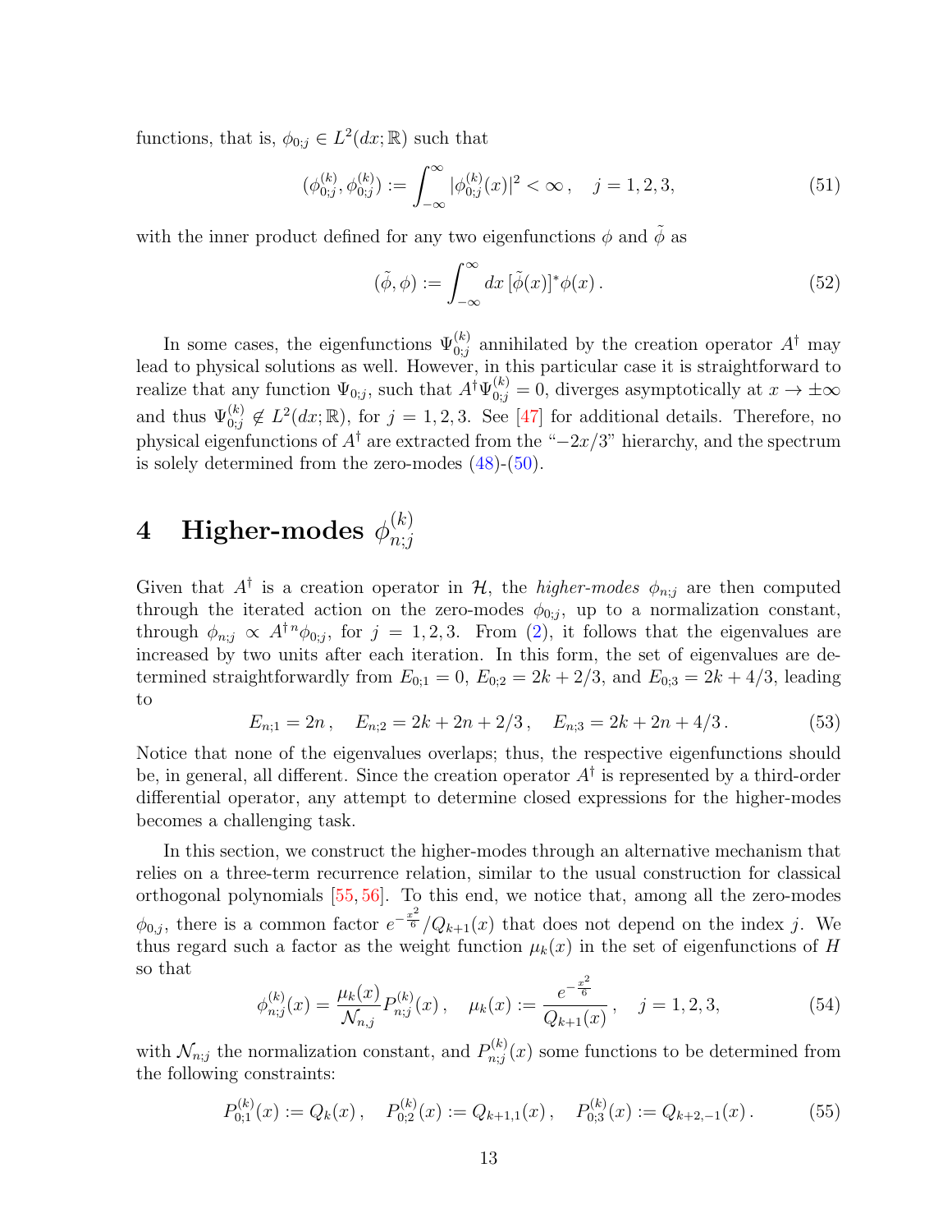functions, that is, $\phi_{0;j} \in L^2(dx;\mathbb{R})$ such that

$$
(\phi^{(k)}_{0;j}, \phi^{(k)}_{0;j}) := \int_{-\infty}^{\infty} |\phi^{(k)}_{0;j}(x)|^2 < \infty \,, \quad j = 1,2,3, \tag{51}
$$

with the inner product defined for any two eigenfunctions $\phi$ and $\tilde{\phi}$ as

$$
(\tilde{\phi}, \phi) := \int_{-\infty}^{\infty} dx \, [\tilde{\phi}(x)]^* \phi(x) \,. \tag{52}
$$

In some cases, the eigenfunctions $\Psi^{(k)}_{0;j}$ annihilated by the creation operator $A^\dagger$ may lead to physical solutions as well. However, in this particular case it is straightforward to realize that any function $\Psi_{0;j}$, such that $A^\dagger \Psi^{(k)}_{0;j} = 0$, diverges asymptotically at $x \to \pm\infty$ and thus $\Psi^{(k)}_{0;j} \notin L^2(dx;\mathbb{R})$, for $j = 1,2,3$. See [47] for additional details. Therefore, no physical eigenfunctions of $A^\dagger$ are extracted from the "$-2x/3$" hierarchy, and the spectrum is solely determined from the zero-modes (48)-(50).

# 4 Higher-modes $\phi^{(k)}_{n;j}$

Given that $A^\dagger$ is a creation operator in $\mathcal{H}$, the *higher-modes* $\phi_{n;j}$ are then computed through the iterated action on the zero-modes $\phi_{0;j}$, up to a normalization constant, through $\phi_{n;j} \propto A^{\dagger\, n} \phi_{0;j}$, for $j = 1,2,3$. From (2), it follows that the eigenvalues are increased by two units after each iteration. In this form, the set of eigenvalues are determined straightforwardly from $E_{0;1} = 0$, $E_{0;2} = 2k + 2/3$, and $E_{0;3} = 2k + 4/3$, leading to

$$
E_{n;1} = 2n \,, \quad E_{n;2} = 2k + 2n + 2/3 \,, \quad E_{n;3} = 2k + 2n + 4/3 \,. \tag{53}
$$

Notice that none of the eigenvalues overlaps; thus, the respective eigenfunctions should be, in general, all different. Since the creation operator $A^\dagger$ is represented by a third-order differential operator, any attempt to determine closed expressions for the higher-modes becomes a challenging task.

In this section, we construct the higher-modes through an alternative mechanism that relies on a three-term recurrence relation, similar to the usual construction for classical orthogonal polynomials [55, 56]. To this end, we notice that, among all the zero-modes $\phi_{0,j}$, there is a common factor $e^{-\frac{x^2}{6}}/Q_{k+1}(x)$ that does not depend on the index $j$. We thus regard such a factor as the weight function $\mu_k(x)$ in the set of eigenfunctions of $H$ so that

$$
\phi^{(k)}_{n;j}(x) = \frac{\mu_k(x)}{\mathcal{N}_{n,j}} P^{(k)}_{n;j}(x) \,, \quad \mu_k(x) := \frac{e^{-\frac{x^2}{6}}}{Q_{k+1}(x)} \,, \quad j = 1,2,3, \tag{54}
$$

with $\mathcal{N}_{n;j}$ the normalization constant, and $P^{(k)}_{n;j}(x)$ some functions to be determined from the following constraints:

$$
P^{(k)}_{0;1}(x) := Q_k(x) \,, \quad P^{(k)}_{0;2}(x) := Q_{k+1,1}(x) \,, \quad P^{(k)}_{0;3}(x) := Q_{k+2,-1}(x) \,. \tag{55}
$$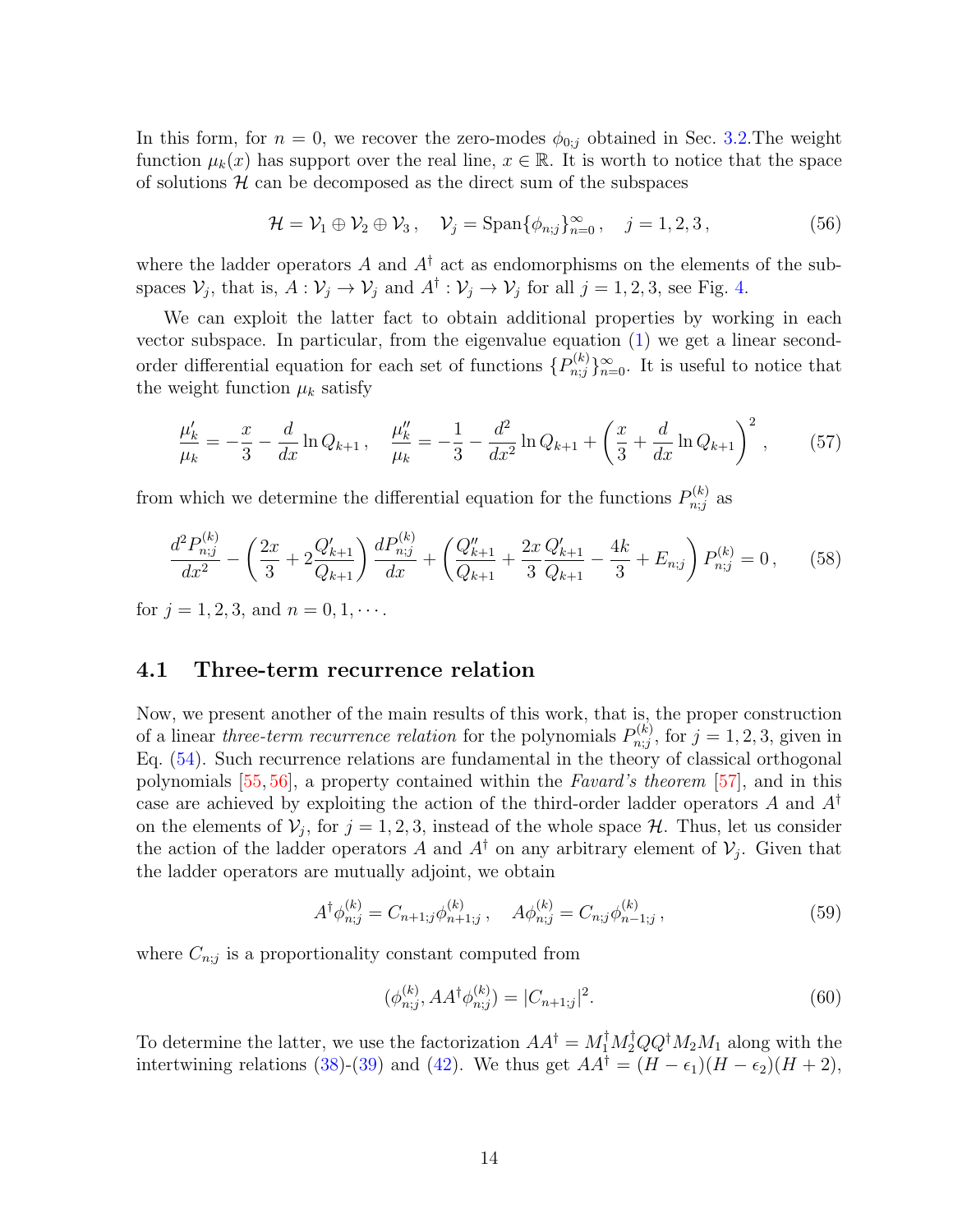In this form, for $n = 0$, we recover the zero-modes $\phi_{0;j}$ obtained in Sec. 3.2.The weight function $\mu_k(x)$ has support over the real line, $x \in \mathbb{R}$. It is worth to notice that the space of solutions $\mathcal{H}$ can be decomposed as the direct sum of the subspaces

$$
\mathcal{H} = \mathcal{V}_1 \oplus \mathcal{V}_2 \oplus \mathcal{V}_3 \,, \quad \mathcal{V}_j = \text{Span}\{\phi_{n;j}\}_{n=0}^{\infty} \,, \quad j = 1, 2, 3 \,, \tag{56}
$$

where the ladder operators $A$ and $A^\dagger$ act as endomorphisms on the elements of the subspaces $\mathcal{V}_j$, that is, $A : \mathcal{V}_j \to \mathcal{V}_j$ and $A^\dagger : \mathcal{V}_j \to \mathcal{V}_j$ for all $j = 1, 2, 3$, see Fig. 4.

We can exploit the latter fact to obtain additional properties by working in each vector subspace. In particular, from the eigenvalue equation (1) we get a linear second-order differential equation for each set of functions $\{P_{n;j}^{(k)}\}_{n=0}^{\infty}$. It is useful to notice that the weight function $\mu_k$ satisfy

$$
\frac{\mu_k'}{\mu_k} = -\frac{x}{3} - \frac{d}{dx}\ln Q_{k+1} \,, \quad \frac{\mu_k''}{\mu_k} = -\frac{1}{3} - \frac{d^2}{dx^2}\ln Q_{k+1} + \left( \frac{x}{3} + \frac{d}{dx}\ln Q_{k+1} \right)^2 \,, \tag{57}
$$

from which we determine the differential equation for the functions $P_{n;j}^{(k)}$ as

$$
\frac{d^2 P_{n;j}^{(k)}}{dx^2} - \left( \frac{2x}{3} + 2\frac{Q_{k+1}'}{Q_{k+1}} \right) \frac{dP_{n;j}^{(k)}}{dx} + \left( \frac{Q_{k+1}''}{Q_{k+1}} + \frac{2x}{3}\frac{Q_{k+1}'}{Q_{k+1}} - \frac{4k}{3} + E_{n;j} \right) P_{n;j}^{(k)} = 0 \,, \tag{58}
$$

for $j = 1, 2, 3$, and $n = 0, 1, \cdots$.

## 4.1 Three-term recurrence relation

Now, we present another of the main results of this work, that is, the proper construction of a linear *three-term recurrence relation* for the polynomials $P_{n;j}^{(k)}$, for $j = 1, 2, 3$, given in Eq. (54). Such recurrence relations are fundamental in the theory of classical orthogonal polynomials [55, 56], a property contained within the *Favard's theorem* [57], and in this case are achieved by exploiting the action of the third-order ladder operators $A$ and $A^\dagger$ on the elements of $\mathcal{V}_j$, for $j = 1, 2, 3$, instead of the whole space $\mathcal{H}$. Thus, let us consider the action of the ladder operators $A$ and $A^\dagger$ on any arbitrary element of $\mathcal{V}_j$. Given that the ladder operators are mutually adjoint, we obtain

$$
A^\dagger \phi_{n;j}^{(k)} = C_{n+1;j}\phi_{n+1;j}^{(k)} \,, \quad A\phi_{n;j}^{(k)} = C_{n;j}\phi_{n-1;j}^{(k)} \,, \tag{59}
$$

where $C_{n;j}$ is a proportionality constant computed from

$$
(\phi_{n;j}^{(k)}, AA^\dagger \phi_{n;j}^{(k)}) = |C_{n+1;j}|^2. \tag{60}
$$

To determine the latter, we use the factorization $AA^\dagger = M_1^\dagger M_2^\dagger Q Q^\dagger M_2 M_1$ along with the intertwining relations (38)-(39) and (42). We thus get $AA^\dagger = (H - \epsilon_1)(H - \epsilon_2)(H + 2)$,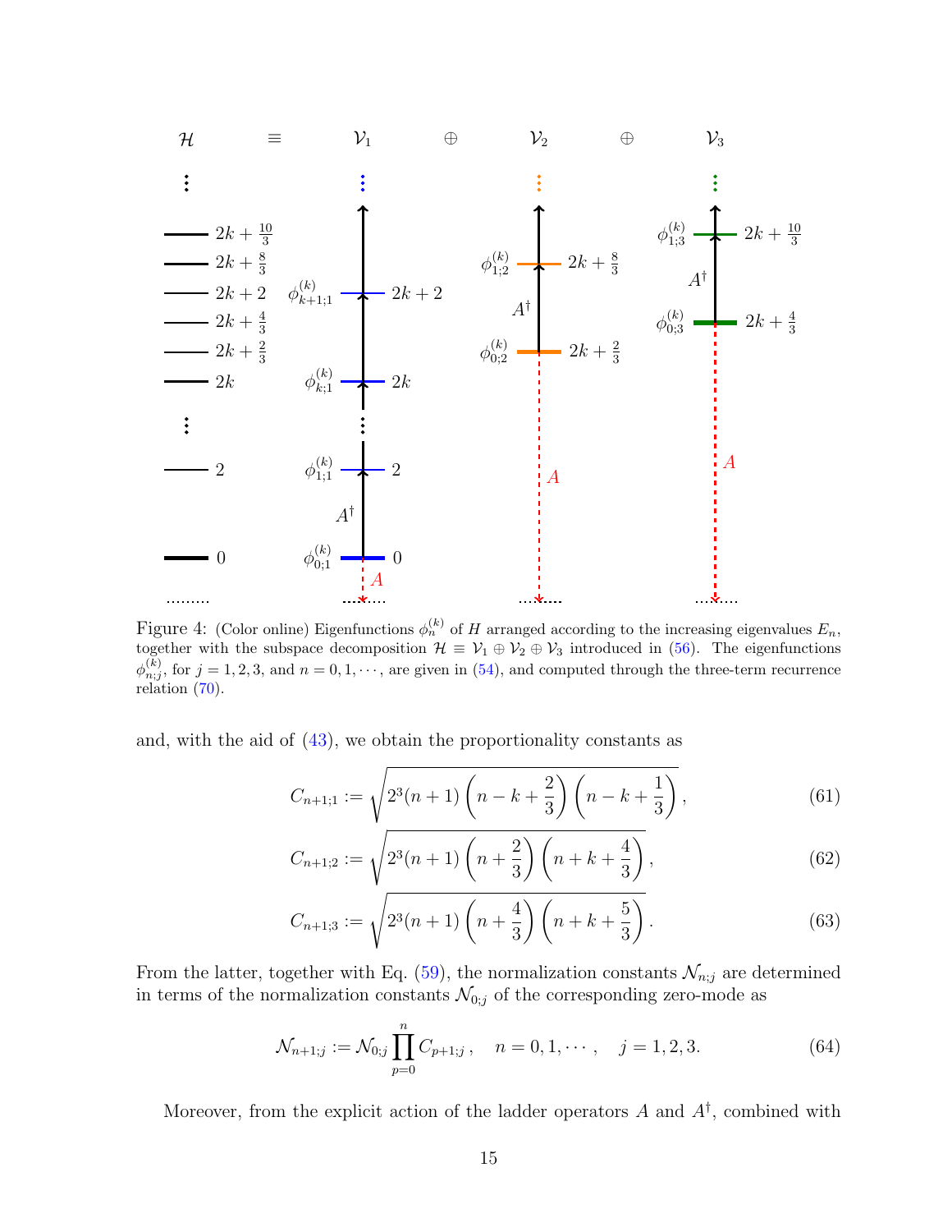$\mathcal{H}$ $\equiv$ $\mathcal{V}_1$ $\oplus$ $\mathcal{V}_2$ $\oplus$ $\mathcal{V}_3$

$2k+\frac{10}{3}$

$2k+\frac{8}{3}$

$2k+2$

$2k+\frac{4}{3}$

$2k+\frac{2}{3}$

$2k$

$2$

$0$

$\phi^{(k)}_{k+1;1}$ $2k+2$

$\phi^{(k)}_{k;1}$ $2k$

$\phi^{(k)}_{1;1}$ $2$

$A^\dagger$

$\phi^{(k)}_{0;1}$ $0$

$A$

$\phi^{(k)}_{1;2}$ $2k+\frac{8}{3}$

$A^\dagger$

$\phi^{(k)}_{0;2}$ $2k+\frac{2}{3}$

$A$

$\phi^{(k)}_{1;3}$ $2k+\frac{10}{3}$

$A^\dagger$

$\phi^{(k)}_{0;3}$ $2k+\frac{4}{3}$

$A$

Figure 4: (Color online) Eigenfunctions $\phi^{(k)}_n$ of $H$ arranged according to the increasing eigenvalues $E_n$, together with the subspace decomposition $\mathcal{H} \equiv \mathcal{V}_1 \oplus \mathcal{V}_2 \oplus \mathcal{V}_3$ introduced in (56). The eigenfunctions $\phi^{(k)}_{n;j}$, for $j = 1, 2, 3$, and $n = 0, 1, \cdots$, are given in (54), and computed through the three-term recurrence relation (70).

and, with the aid of (43), we obtain the proportionality constants as

$$C_{n+1;1} := \sqrt{2^3(n+1)\left(n-k+\frac{2}{3}\right)\left(n-k+\frac{1}{3}\right)}, \tag{61}$$

$$C_{n+1;2} := \sqrt{2^3(n+1)\left(n+\frac{2}{3}\right)\left(n+k+\frac{4}{3}\right)}, \tag{62}$$

$$C_{n+1;3} := \sqrt{2^3(n+1)\left(n+\frac{4}{3}\right)\left(n+k+\frac{5}{3}\right)}. \tag{63}$$

From the latter, together with Eq. (59), the normalization constants $\mathcal{N}_{n;j}$ are determined in terms of the normalization constants $\mathcal{N}_{0;j}$ of the corresponding zero-mode as

$$\mathcal{N}_{n+1;j} := \mathcal{N}_{0;j} \prod_{p=0}^{n} C_{p+1;j}\,, \quad n = 0, 1, \cdots, \quad j = 1, 2, 3. \tag{64}$$

Moreover, from the explicit action of the ladder operators $A$ and $A^\dagger$, combined with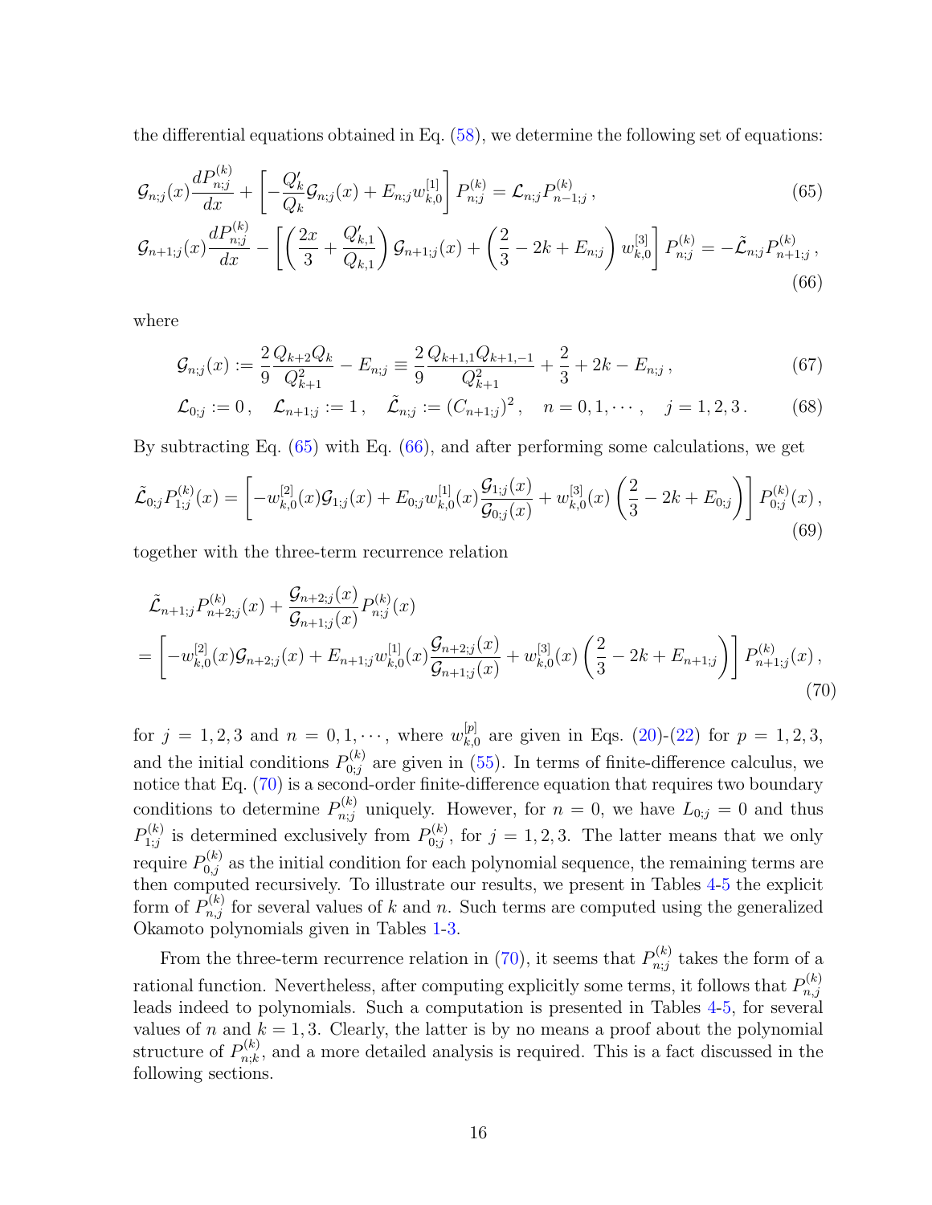the differential equations obtained in Eq. (58), we determine the following set of equations:

$$
\mathcal{G}_{n;j}(x)\frac{dP^{(k)}_{n;j}}{dx} + \left[ -\frac{Q'_k}{Q_k}\mathcal{G}_{n;j}(x) + E_{n;j}w^{[1]}_{k,0} \right] P^{(k)}_{n;j} = \mathcal{L}_{n;j}P^{(k)}_{n-1;j} \,, \tag{65}
$$

$$
\mathcal{G}_{n+1;j}(x)\frac{dP^{(k)}_{n;j}}{dx} - \left[ \left( \frac{2x}{3} + \frac{Q'_{k,1}}{Q_{k,1}} \right) \mathcal{G}_{n+1;j}(x) + \left( \frac{2}{3} - 2k + E_{n;j} \right) w^{[3]}_{k,0} \right] P^{(k)}_{n;j} = -\tilde{\mathcal{L}}_{n;j}P^{(k)}_{n+1;j} \,, \tag{66}
$$

where

$$
\mathcal{G}_{n;j}(x) := \frac{2}{9}\frac{Q_{k+2}Q_k}{Q_{k+1}^2} - E_{n;j} \equiv \frac{2}{9}\frac{Q_{k+1,1}Q_{k+1,-1}}{Q_{k+1}^2} + \frac{2}{3} + 2k - E_{n;j} \,, \tag{67}
$$

$$
\mathcal{L}_{0;j} := 0 \,, \quad \mathcal{L}_{n+1;j} := 1 \,, \quad \tilde{\mathcal{L}}_{n;j} := (C_{n+1;j})^2 \,, \quad n = 0, 1, \cdots \,, \quad j = 1, 2, 3 \,. \tag{68}
$$

By subtracting Eq. (65) with Eq. (66), and after performing some calculations, we get

$$
\tilde{\mathcal{L}}_{0;j}P^{(k)}_{1;j}(x) = \left[ -w^{[2]}_{k,0}(x)\mathcal{G}_{1;j}(x) + E_{0;j}w^{[1]}_{k,0}(x)\frac{\mathcal{G}_{1;j}(x)}{\mathcal{G}_{0;j}(x)} + w^{[3]}_{k,0}(x)\left( \frac{2}{3} - 2k + E_{0;j} \right) \right] P^{(k)}_{0;j}(x) \,, \tag{69}
$$

together with the three-term recurrence relation

$$
\begin{aligned}
&\tilde{\mathcal{L}}_{n+1;j}P^{(k)}_{n+2;j}(x) + \frac{\mathcal{G}_{n+2;j}(x)}{\mathcal{G}_{n+1;j}(x)}P^{(k)}_{n;j}(x) \\
&= \left[ -w^{[2]}_{k,0}(x)\mathcal{G}_{n+2;j}(x) + E_{n+1;j}w^{[1]}_{k,0}(x)\frac{\mathcal{G}_{n+2;j}(x)}{\mathcal{G}_{n+1;j}(x)} + w^{[3]}_{k,0}(x)\left( \frac{2}{3} - 2k + E_{n+1;j} \right) \right] P^{(k)}_{n+1;j}(x) \,,
\end{aligned} \tag{70}
$$

for $j = 1, 2, 3$ and $n = 0, 1, \cdots$, where $w^{[p]}_{k,0}$ are given in Eqs. (20)-(22) for $p = 1, 2, 3$, and the initial conditions $P^{(k)}_{0;j}$ are given in (55). In terms of finite-difference calculus, we notice that Eq. (70) is a second-order finite-difference equation that requires two boundary conditions to determine $P^{(k)}_{n;j}$ uniquely. However, for $n = 0$, we have $L_{0;j} = 0$ and thus $P^{(k)}_{1;j}$ is determined exclusively from $P^{(k)}_{0;j}$, for $j = 1, 2, 3$. The latter means that we only require $P^{(k)}_{0,j}$ as the initial condition for each polynomial sequence, the remaining terms are then computed recursively. To illustrate our results, we present in Tables 4-5 the explicit form of $P^{(k)}_{n,j}$ for several values of $k$ and $n$. Such terms are computed using the generalized Okamoto polynomials given in Tables 1-3.

From the three-term recurrence relation in (70), it seems that $P^{(k)}_{n;j}$ takes the form of a rational function. Nevertheless, after computing explicitly some terms, it follows that $P^{(k)}_{n,j}$ leads indeed to polynomials. Such a computation is presented in Tables 4-5, for several values of $n$ and $k = 1, 3$. Clearly, the latter is by no means a proof about the polynomial structure of $P^{(k)}_{n;k}$, and a more detailed analysis is required. This is a fact discussed in the following sections.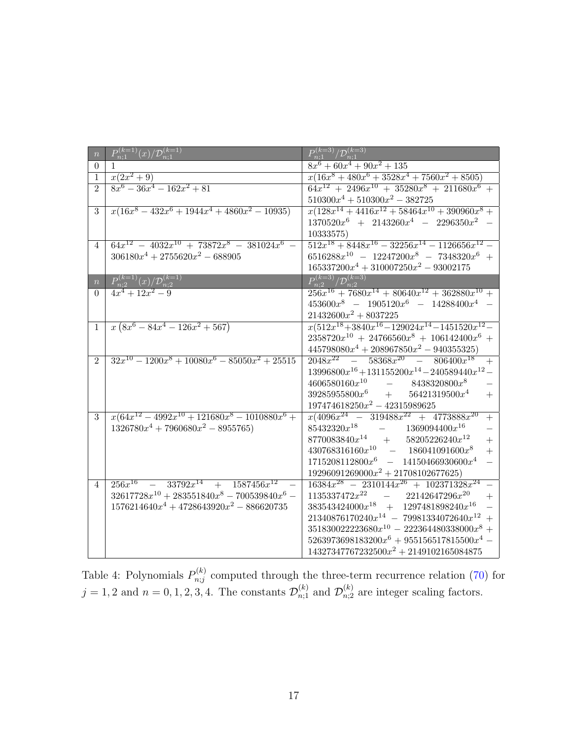| $n$ | $P_{n;1}^{(k=1)}(x)/\mathcal{D}_{n;1}^{(k=1)}$ | $P_{n;1}^{(k=3)}/\mathcal{D}_{n;1}^{(k=3)}$ |
|---|---|---|
| 0 | $1$ | $8x^6 + 60x^4 + 90x^2 + 135$ |
| 1 | $x(2x^2 + 9)$ | $x(16x^8 + 480x^6 + 3528x^4 + 7560x^2 + 8505)$ |
| 2 | $8x^6 - 36x^4 - 162x^2 + 81$ | $64x^{12} + 2496x^{10} + 35280x^8 + 211680x^6 + 510300x^4 + 510300x^2 - 382725$ |
| 3 | $x(16x^8 - 432x^6 + 1944x^4 + 4860x^2 - 10935)$ | $x(128x^{14} + 4416x^{12} + 58464x^{10} + 390960x^8 + 1370520x^6 + 2143260x^4 - 2296350x^2 - 10333575)$ |
| 4 | $64x^{12} - 4032x^{10} + 73872x^8 - 381024x^6 - 306180x^4 + 2755620x^2 - 688905$ | $512x^{18} + 8448x^{16} - 32256x^{14} - 1126656x^{12} - 6516288x^{10} - 12247200x^8 - 7348320x^6 + 165337200x^4 + 310007250x^2 - 93002175$ |
| $n$ | $P_{n;2}^{(k=1)}(x)/\mathcal{D}_{n;2}^{(k=1)}$ | $P_{n;2}^{(k=3)}/\mathcal{D}_{n;2}^{(k=3)}$ |
| 0 | $4x^4 + 12x^2 - 9$ | $256x^{16} + 7680x^{14} + 80640x^{12} + 362880x^{10} + 453600x^8 - 1905120x^6 - 14288400x^4 - 21432600x^2 + 8037225$ |
| 1 | $x\left(8x^6 - 84x^4 - 126x^2 + 567\right)$ | $x(512x^{18} + 3840x^{16} - 129024x^{14} - 1451520x^{12} - 2358720x^{10} + 24766560x^8 + 106142400x^6 + 445798080x^4 + 208967850x^2 - 940355325)$ |
| 2 | $32x^{10} - 1200x^8 + 10080x^6 - 85050x^2 + 25515$ | $2048x^{22} - 58368x^{20} - 806400x^{18} + 13996800x^{16} + 131155200x^{14} - 240589440x^{12} - 4606580160x^{10} - 8438320800x^8 - 39285955800x^6 + 56421319500x^4 + 197474618250x^2 - 42315989625$ |
| 3 | $x(64x^{12} - 4992x^{10} + 121680x^8 - 1010880x^6 + 1326780x^4 + 7960680x^2 - 8955765)$ | $x(4096x^{24} - 319488x^{22} + 4773888x^{20} + 85432320x^{18} - 1369094400x^{16} - 8770083840x^{14} + 58205226240x^{12} + 430768316160x^{10} - 186041091600x^8 + 1715208112800x^6 - 14150466930600x^4 - 19296091269000x^2 + 21708102677625)$ |
| 4 | $256x^{16} - 33792x^{14} + 1587456x^{12} - 32617728x^{10} + 283551840x^8 - 700539840x^6 - 1576214640x^4 + 4728643920x^2 - 886620735$ | $16384x^{28} - 2310144x^{26} + 102371328x^{24} - 1135337472x^{22} - 22142647296x^{20} + 383543424000x^{18} + 1297481898240x^{16} - 21340876170240x^{14} - 79981334072640x^{12} + 351830022223680x^{10} - 222364480338000x^8 + 5263973698183200x^6 + 955156517815500x^4 - 14327347767232500x^2 + 2149102165084875$ |

Table 4: Polynomials $P_{n;j}^{(k)}$ computed through the three-term recurrence relation (70) for $j = 1, 2$ and $n = 0, 1, 2, 3, 4$. The constants $\mathcal{D}_{n;1}^{(k)}$ and $\mathcal{D}_{n;2}^{(k)}$ are integer scaling factors.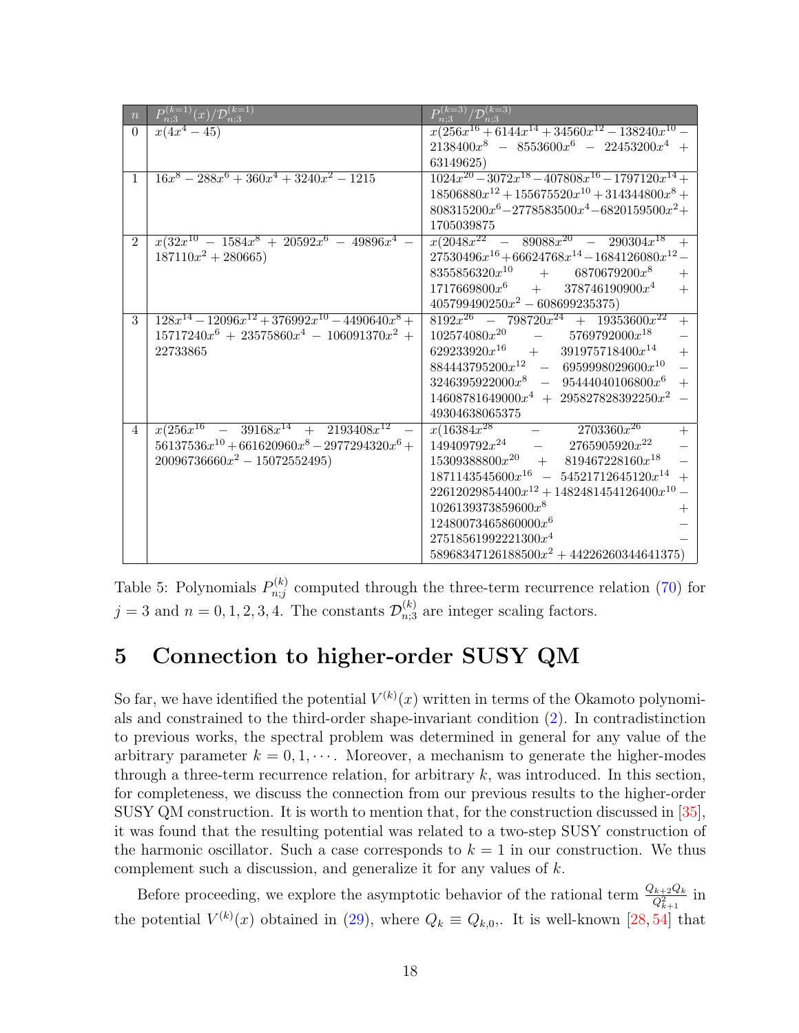| $n$ | $P_{n;3}^{(k=1)}(x)/\mathcal{D}_{n;3}^{(k=1)}$ | $P_{n;3}^{(k=3)}/\mathcal{D}_{n;3}^{(k=3)}$ |
|---|---|---|
| 0 | $x(4x^4-45)$ | $x(256x^{16}+6144x^{14}+34560x^{12}-138240x^{10}-2138400x^8-8553600x^6-22453200x^4+63149625)$ |
| 1 | $16x^8-288x^6+360x^4+3240x^2-1215$ | $1024x^{20}-3072x^{18}-407808x^{16}-1797120x^{14}+18506880x^{12}+155675520x^{10}+314344800x^8+808315200x^6-2778583500x^4-6820159500x^2+1705039875$ |
| 2 | $x(32x^{10}-1584x^8+20592x^6-49896x^4-187110x^2+280665)$ | $x(2048x^{22}-89088x^{20}-290304x^{18}+27530496x^{16}+66624768x^{14}-1684126080x^{12}-8355856320x^{10}+6870679200x^8+1717669800x^6+378746190900x^4+405799490250x^2-608699235375)$ |
| 3 | $128x^{14}-12096x^{12}+376992x^{10}-4490640x^8+15717240x^6+23575860x^4-106091370x^2+22733865$ | $8192x^{26}-798720x^{24}+19353600x^{22}+102574080x^{20}-5769792000x^{18}-629233920x^{16}+391975718400x^{14}+884443795200x^{12}-6959998029600x^{10}-3246395922000x^8-95444040106800x^6+14608781649000x^4+295827828392250x^2-49304638065375$ |
| 4 | $x(256x^{16}-39168x^{14}+2193408x^{12}-56137536x^{10}+661620960x^8-2977294320x^6+20096736660x^2-15072552495)$ | $x(16384x^{28}-2703360x^{26}+149409792x^{24}-2765905920x^{22}-15309388800x^{20}+819467228160x^{18}-1871143545600x^{16}-54521712645120x^{14}+22612029854400x^{12}+1482481454126400x^{10}-1026139373859600x^8+12480073465860000x^6-27518561992221300x^4-58968347126188500x^2+44226260344641375)$ |

Table 5: Polynomials $P_{n;j}^{(k)}$ computed through the three-term recurrence relation (70) for $j=3$ and $n=0,1,2,3,4$. The constants $\mathcal{D}_{n;3}^{(k)}$ are integer scaling factors.

# 5 Connection to higher-order SUSY QM

So far, we have identified the potential $V^{(k)}(x)$ written in terms of the Okamoto polynomials and constrained to the third-order shape-invariant condition (2). In contradistinction to previous works, the spectral problem was determined in general for any value of the arbitrary parameter $k=0,1,\cdots$. Moreover, a mechanism to generate the higher-modes through a three-term recurrence relation, for arbitrary $k$, was introduced. In this section, for completeness, we discuss the connection from our previous results to the higher-order SUSY QM construction. It is worth to mention that, for the construction discussed in [35], it was found that the resulting potential was related to a two-step SUSY construction of the harmonic oscillator. Such a case corresponds to $k=1$ in our construction. We thus complement such a discussion, and generalize it for any values of $k$.

Before proceeding, we explore the asymptotic behavior of the rational term $\frac{Q_{k+2}Q_k}{Q_{k+1}^2}$ in the potential $V^{(k)}(x)$ obtained in (29), where $Q_k \equiv Q_{k,0}$,. It is well-known [28, 54] that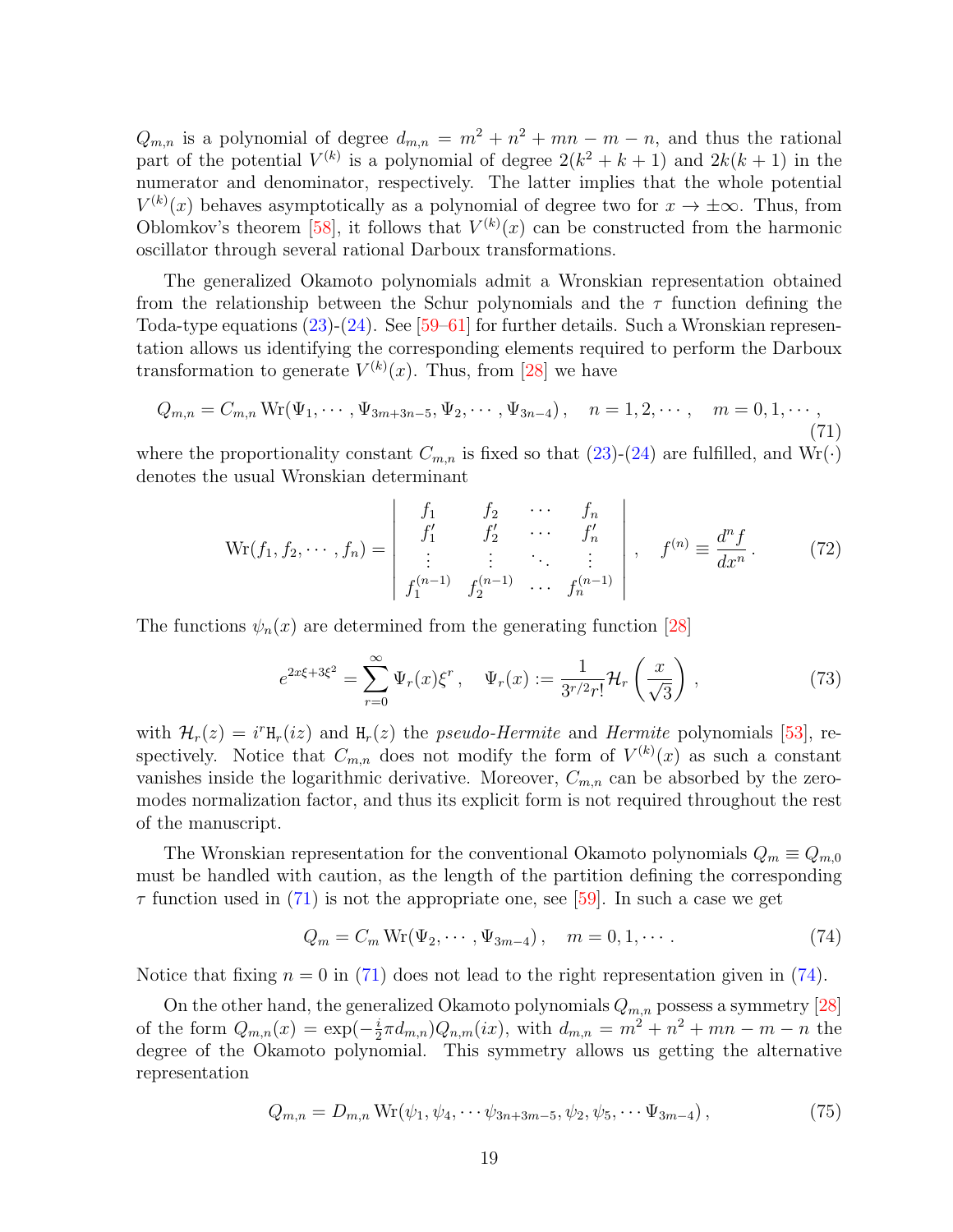$Q_{m,n}$ is a polynomial of degree $d_{m,n} = m^2 + n^2 + mn - m - n$, and thus the rational part of the potential $V^{(k)}$ is a polynomial of degree $2(k^2 + k + 1)$ and $2k(k+1)$ in the numerator and denominator, respectively. The latter implies that the whole potential $V^{(k)}(x)$ behaves asymptotically as a polynomial of degree two for $x \to \pm\infty$. Thus, from Oblomkov's theorem [58], it follows that $V^{(k)}(x)$ can be constructed from the harmonic oscillator through several rational Darboux transformations.

The generalized Okamoto polynomials admit a Wronskian representation obtained from the relationship between the Schur polynomials and the $\tau$ function defining the Toda-type equations (23)-(24). See [59–61] for further details. Such a Wronskian representation allows us identifying the corresponding elements required to perform the Darboux transformation to generate $V^{(k)}(x)$. Thus, from [28] we have

$$
Q_{m,n} = C_{m,n} \, \mathrm{Wr}(\Psi_1, \cdots, \Psi_{3m+3n-5}, \Psi_2, \cdots, \Psi_{3n-4}) \,, \quad n = 1, 2, \cdots, \quad m = 0, 1, \cdots, \tag{71}
$$

where the proportionality constant $C_{m,n}$ is fixed so that (23)-(24) are fulfilled, and $\mathrm{Wr}(\cdot)$ denotes the usual Wronskian determinant

$$
\mathrm{Wr}(f_1, f_2, \cdots, f_n) = \begin{vmatrix} f_1 & f_2 & \cdots & f_n \\ f_1' & f_2' & \cdots & f_n' \\ \vdots & \vdots & \ddots & \vdots \\ f_1^{(n-1)} & f_2^{(n-1)} & \cdots & f_n^{(n-1)} \end{vmatrix} \,, \quad f^{(n)} \equiv \frac{d^n f}{dx^n} \,. \tag{72}
$$

The functions $\psi_n(x)$ are determined from the generating function [28]

$$
e^{2x\xi + 3\xi^2} = \sum_{r=0}^{\infty} \Psi_r(x) \xi^r \,, \quad \Psi_r(x) := \frac{1}{3^{r/2} r!} \mathcal{H}_r\left(\frac{x}{\sqrt{3}}\right) \,, \tag{73}
$$

with $\mathcal{H}_r(z) = i^r \mathtt{H}_r(iz)$ and $\mathtt{H}_r(z)$ the *pseudo-Hermite* and *Hermite* polynomials [53], respectively. Notice that $C_{m,n}$ does not modify the form of $V^{(k)}(x)$ as such a constant vanishes inside the logarithmic derivative. Moreover, $C_{m,n}$ can be absorbed by the zero-modes normalization factor, and thus its explicit form is not required throughout the rest of the manuscript.

The Wronskian representation for the conventional Okamoto polynomials $Q_m \equiv Q_{m,0}$ must be handled with caution, as the length of the partition defining the corresponding $\tau$ function used in (71) is not the appropriate one, see [59]. In such a case we get

$$
Q_m = C_m \, \mathrm{Wr}(\Psi_2, \cdots, \Psi_{3m-4}) \,, \quad m = 0, 1, \cdots . \tag{74}
$$

Notice that fixing $n = 0$ in (71) does not lead to the right representation given in (74).

On the other hand, the generalized Okamoto polynomials $Q_{m,n}$ possess a symmetry [28] of the form $Q_{m,n}(x) = \exp(-\frac{i}{2}\pi d_{m,n}) Q_{n,m}(ix)$, with $d_{m,n} = m^2 + n^2 + mn - m - n$ the degree of the Okamoto polynomial. This symmetry allows us getting the alternative representation

$$
Q_{m,n} = D_{m,n} \, \mathrm{Wr}(\psi_1, \psi_4, \cdots \psi_{3n+3m-5}, \psi_2, \psi_5, \cdots \Psi_{3m-4}) \,, \tag{75}
$$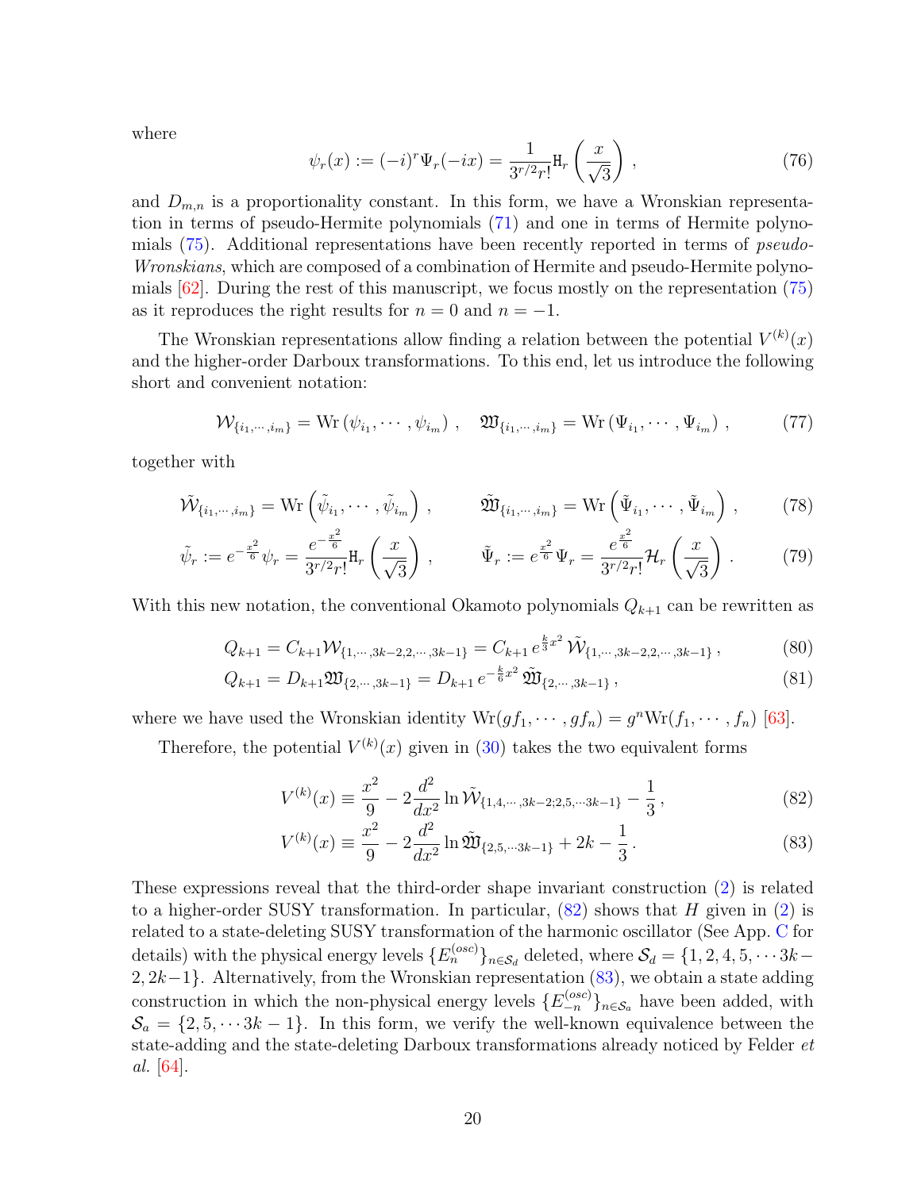where

$$
\psi_r(x) := (-i)^r \Psi_r(-ix) = \frac{1}{3^{r/2} r!} \mathtt{H}_r\left(\frac{x}{\sqrt{3}}\right) , \tag{76}
$$

and $D_{m,n}$ is a proportionality constant. In this form, we have a Wronskian representation in terms of pseudo-Hermite polynomials (71) and one in terms of Hermite polynomials (75). Additional representations have been recently reported in terms of *pseudo-Wronskians*, which are composed of a combination of Hermite and pseudo-Hermite polynomials [62]. During the rest of this manuscript, we focus mostly on the representation (75) as it reproduces the right results for $n = 0$ and $n = -1$.

The Wronskian representations allow finding a relation between the potential $V^{(k)}(x)$ and the higher-order Darboux transformations. To this end, let us introduce the following short and convenient notation:

$$
\mathcal{W}_{\{i_1,\cdots,i_m\}} = \mathrm{Wr}\left(\psi_{i_1},\cdots,\psi_{i_m}\right) , \quad \mathfrak{W}_{\{i_1,\cdots,i_m\}} = \mathrm{Wr}\left(\Psi_{i_1},\cdots,\Psi_{i_m}\right) , \tag{77}
$$

together with

$$
\tilde{\mathcal{W}}_{\{i_1,\cdots,i_m\}} = \mathrm{Wr}\left(\tilde{\psi}_{i_1},\cdots,\tilde{\psi}_{i_m}\right) , \qquad \tilde{\mathfrak{W}}_{\{i_1,\cdots,i_m\}} = \mathrm{Wr}\left(\tilde{\Psi}_{i_1},\cdots,\tilde{\Psi}_{i_m}\right) , \tag{78}
$$

$$
\tilde{\psi}_r := e^{-\frac{x^2}{6}}\psi_r = \frac{e^{-\frac{x^2}{6}}}{3^{r/2} r!}\mathtt{H}_r\left(\frac{x}{\sqrt{3}}\right) , \qquad \tilde{\Psi}_r := e^{\frac{x^2}{6}}\Psi_r = \frac{e^{\frac{x^2}{6}}}{3^{r/2} r!}\mathcal{H}_r\left(\frac{x}{\sqrt{3}}\right) . \tag{79}
$$

With this new notation, the conventional Okamoto polynomials $Q_{k+1}$ can be rewritten as

$$
Q_{k+1} = C_{k+1}\mathcal{W}_{\{1,\cdots,3k-2,2,\cdots,3k-1\}} = C_{k+1}\, e^{\frac{k}{3}x^2}\, \tilde{\mathcal{W}}_{\{1,\cdots,3k-2,2,\cdots,3k-1\}} , \tag{80}
$$

$$
Q_{k+1} = D_{k+1}\mathfrak{W}_{\{2,\cdots,3k-1\}} = D_{k+1}\, e^{-\frac{k}{6}x^2}\, \tilde{\mathfrak{W}}_{\{2,\cdots,3k-1\}} , \tag{81}
$$

where we have used the Wronskian identity $\mathrm{Wr}(gf_1,\cdots,gf_n) = g^n \mathrm{Wr}(f_1,\cdots,f_n)$ [63].

Therefore, the potential $V^{(k)}(x)$ given in (30) takes the two equivalent forms

$$
V^{(k)}(x) \equiv \frac{x^2}{9} - 2\frac{d^2}{dx^2}\ln \tilde{\mathcal{W}}_{\{1,4,\cdots,3k-2;2,5,\cdots 3k-1\}} - \frac{1}{3} , \tag{82}
$$

$$
V^{(k)}(x) \equiv \frac{x^2}{9} - 2\frac{d^2}{dx^2}\ln \tilde{\mathfrak{W}}_{\{2,5,\cdots 3k-1\}} + 2k - \frac{1}{3} . \tag{83}
$$

These expressions reveal that the third-order shape invariant construction (2) is related to a higher-order SUSY transformation. In particular, (82) shows that $H$ given in (2) is related to a state-deleting SUSY transformation of the harmonic oscillator (See App. C for details) with the physical energy levels $\{E_n^{(osc)}\}_{n\in\mathcal{S}_d}$ deleted, where $\mathcal{S}_d = \{1,2,4,5,\cdots 3k-2, 2k-1\}$. Alternatively, from the Wronskian representation (83), we obtain a state adding construction in which the non-physical energy levels $\{E_{-n}^{(osc)}\}_{n\in\mathcal{S}_a}$ have been added, with $\mathcal{S}_a = \{2,5,\cdots 3k-1\}$. In this form, we verify the well-known equivalence between the state-adding and the state-deleting Darboux transformations already noticed by Felder *et al.* [64].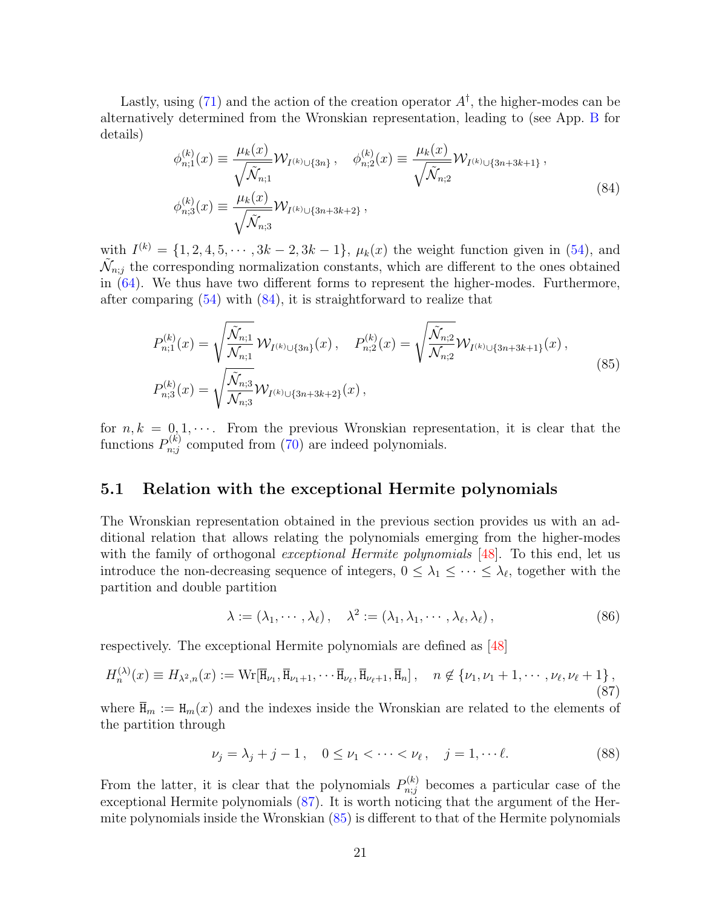Lastly, using (71) and the action of the creation operator $A^{\dagger}$, the higher-modes can be alternatively determined from the Wronskian representation, leading to (see App. B for details)

$$
\begin{aligned}
&\phi_{n;1}^{(k)}(x) \equiv \frac{\mu_k(x)}{\sqrt{\tilde{\mathcal{N}}_{n;1}}}\mathcal{W}_{I^{(k)}\cup\{3n\}} \,, \quad \phi_{n;2}^{(k)}(x) \equiv \frac{\mu_k(x)}{\sqrt{\tilde{\mathcal{N}}_{n;2}}}\mathcal{W}_{I^{(k)}\cup\{3n+3k+1\}} \,, \\
&\phi_{n;3}^{(k)}(x) \equiv \frac{\mu_k(x)}{\sqrt{\tilde{\mathcal{N}}_{n;3}}}\mathcal{W}_{I^{(k)}\cup\{3n+3k+2\}} \,,
\end{aligned}
\tag{84}
$$

with $I^{(k)} = \{1, 2, 4, 5, \cdots, 3k-2, 3k-1\}$, $\mu_k(x)$ the weight function given in (54), and $\tilde{\mathcal{N}}_{n;j}$ the corresponding normalization constants, which are different to the ones obtained in (64). We thus have two different forms to represent the higher-modes. Furthermore, after comparing (54) with (84), it is straightforward to realize that

$$
\begin{aligned}
&P_{n;1}^{(k)}(x) = \sqrt{\frac{\tilde{\mathcal{N}}_{n;1}}{\mathcal{N}_{n;1}}}\,\mathcal{W}_{I^{(k)}\cup\{3n\}}(x) \,, \quad P_{n;2}^{(k)}(x) = \sqrt{\frac{\tilde{\mathcal{N}}_{n;2}}{\mathcal{N}_{n;2}}}\mathcal{W}_{I^{(k)}\cup\{3n+3k+1\}}(x) \,, \\
&P_{n;3}^{(k)}(x) = \sqrt{\frac{\tilde{\mathcal{N}}_{n;3}}{\mathcal{N}_{n;3}}}\mathcal{W}_{I^{(k)}\cup\{3n+3k+2\}}(x) \,,
\end{aligned}
\tag{85}
$$

for $n, k = 0, 1, \cdots$. From the previous Wronskian representation, it is clear that the functions $P_{n;j}^{(k)}$ computed from (70) are indeed polynomials.

## 5.1 Relation with the exceptional Hermite polynomials

The Wronskian representation obtained in the previous section provides us with an additional relation that allows relating the polynomials emerging from the higher-modes with the family of orthogonal *exceptional Hermite polynomials* [48]. To this end, let us introduce the non-decreasing sequence of integers, $0 \leq \lambda_1 \leq \cdots \leq \lambda_\ell$, together with the partition and double partition

$$
\lambda := (\lambda_1, \cdots, \lambda_\ell) \,, \quad \lambda^2 := (\lambda_1, \lambda_1, \cdots, \lambda_\ell, \lambda_\ell) \,,
\tag{86}
$$

respectively. The exceptional Hermite polynomials are defined as [48]

$$
H_n^{(\lambda)}(x) \equiv H_{\lambda^2,n}(x) := \operatorname{Wr}[\overline{\mathtt{H}}_{\nu_1}, \overline{\mathtt{H}}_{\nu_1+1}, \cdots \overline{\mathtt{H}}_{\nu_\ell}, \overline{\mathtt{H}}_{\nu_\ell+1}, \overline{\mathtt{H}}_n] \,, \quad n \notin \{\nu_1, \nu_1+1, \cdots, \nu_\ell, \nu_\ell+1\} \,,
\tag{87}
$$

where $\overline{\mathtt{H}}_m := \mathtt{H}_m(x)$ and the indexes inside the Wronskian are related to the elements of the partition through

$$
\nu_j = \lambda_j + j - 1 \,, \quad 0 \leq \nu_1 < \cdots < \nu_\ell \,, \quad j = 1, \cdots \ell.
\tag{88}
$$

From the latter, it is clear that the polynomials $P_{n;j}^{(k)}$ becomes a particular case of the exceptional Hermite polynomials (87). It is worth noticing that the argument of the Hermite polynomials inside the Wronskian (85) is different to that of the Hermite polynomials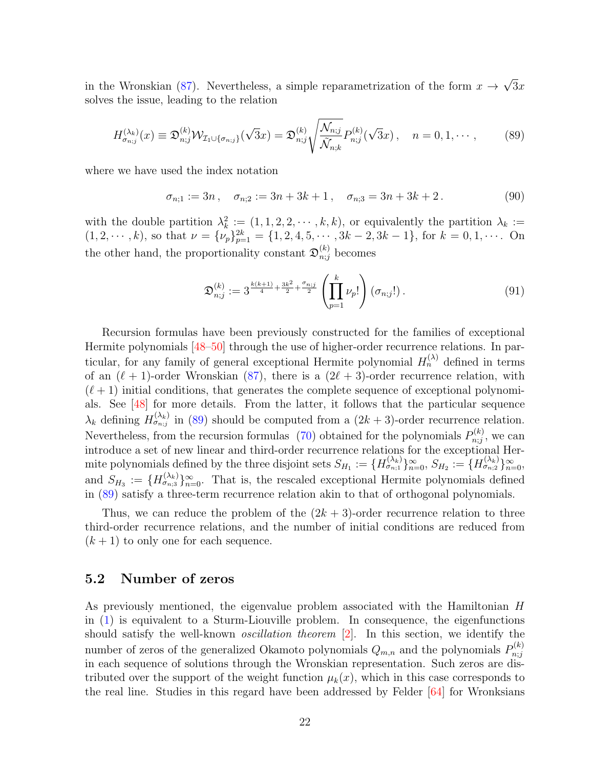in the Wronskian (87). Nevertheless, a simple reparametrization of the form $x \to \sqrt{3}x$ solves the issue, leading to the relation

$$
H^{(\lambda_k)}_{\sigma_{n;j}}(x) \equiv \mathfrak{D}^{(k)}_{n;j}\mathcal{W}_{\mathcal{I}_1\cup\{\sigma_{n;j}\}}(\sqrt{3}x) = \mathfrak{D}^{(k)}_{n;j}\sqrt{\frac{\mathcal{N}_{n;j}}{\tilde{\mathcal{N}}_{n;k}}}P^{(k)}_{n;j}(\sqrt{3}x)\,, \quad n = 0, 1, \cdots\,, \tag{89}
$$

where we have used the index notation

$$
\sigma_{n;1} := 3n\,, \quad \sigma_{n;2} := 3n + 3k + 1\,, \quad \sigma_{n;3} = 3n + 3k + 2\,. \tag{90}
$$

with the double partition $\lambda^2_k := (1, 1, 2, 2, \cdots, k, k)$, or equivalently the partition $\lambda_k := (1, 2, \cdots, k)$, so that $\nu = \{\nu_p\}_{p=1}^{2k} = \{1, 2, 4, 5, \cdots, 3k-2, 3k-1\}$, for $k = 0, 1, \cdots$. On the other hand, the proportionality constant $\mathfrak{D}^{(k)}_{n;j}$ becomes

$$
\mathfrak{D}^{(k)}_{n;j} := 3^{\frac{k(k+1)}{4} + \frac{3k^2}{2} + \frac{\sigma_{n;j}}{2}} \left(\prod_{p=1}^{k} \nu_p!\right)(\sigma_{n;j}!)\,. \tag{91}
$$

Recursion formulas have been previously constructed for the families of exceptional Hermite polynomials [48–50] through the use of higher-order recurrence relations. In particular, for any family of general exceptional Hermite polynomial $H^{(\lambda)}_n$ defined in terms of an $(\ell+1)$-order Wronskian (87), there is a $(2\ell+3)$-order recurrence relation, with $(\ell+1)$ initial conditions, that generates the complete sequence of exceptional polynomials. See [48] for more details. From the latter, it follows that the particular sequence $\lambda_k$ defining $H^{(\lambda_k)}_{\sigma_{n;j}}$ in (89) should be computed from a $(2k+3)$-order recurrence relation. Nevertheless, from the recursion formulas (70) obtained for the polynomials $P^{(k)}_{n;j}$, we can introduce a set of new linear and third-order recurrence relations for the exceptional Hermite polynomials defined by the three disjoint sets $S_{H_1} := \{H^{(\lambda_k)}_{\sigma_{n;1}}\}_{n=0}^{\infty}$, $S_{H_2} := \{H^{(\lambda_k)}_{\sigma_{n;2}}\}_{n=0}^{\infty}$, and $S_{H_3} := \{H^{(\lambda_k)}_{\sigma_{n;3}}\}_{n=0}^{\infty}$. That is, the rescaled exceptional Hermite polynomials defined in (89) satisfy a three-term recurrence relation akin to that of orthogonal polynomials.

Thus, we can reduce the problem of the $(2k+3)$-order recurrence relation to three third-order recurrence relations, and the number of initial conditions are reduced from $(k+1)$ to only one for each sequence.

## 5.2 Number of zeros

As previously mentioned, the eigenvalue problem associated with the Hamiltonian $H$ in (1) is equivalent to a Sturm-Liouville problem. In consequence, the eigenfunctions should satisfy the well-known *oscillation theorem* [2]. In this section, we identify the number of zeros of the generalized Okamoto polynomials $Q_{m,n}$ and the polynomials $P^{(k)}_{n;j}$ in each sequence of solutions through the Wronskian representation. Such zeros are distributed over the support of the weight function $\mu_k(x)$, which in this case corresponds to the real line. Studies in this regard have been addressed by Felder [64] for Wronksians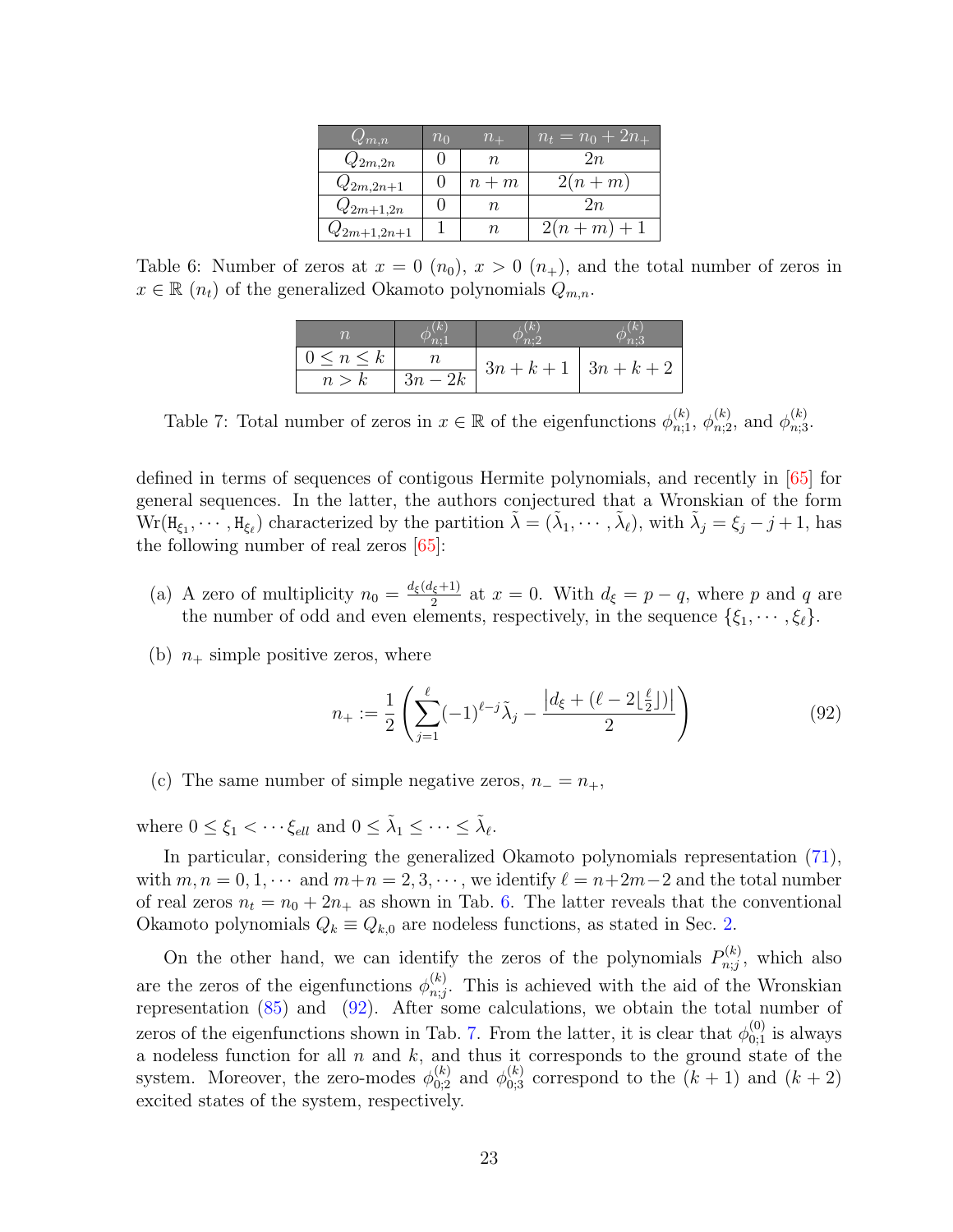| $Q_{m,n}$ | $n_0$ | $n_+$ | $n_t = n_0 + 2n_+$ |
|---|---|---|---|
| $Q_{2m,2n}$ | 0 | $n$ | $2n$ |
| $Q_{2m,2n+1}$ | 0 | $n+m$ | $2(n+m)$ |
| $Q_{2m+1,2n}$ | 0 | $n$ | $2n$ |
| $Q_{2m+1,2n+1}$ | 1 | $n$ | $2(n+m)+1$ |

Table 6: Number of zeros at $x=0$ ($n_0$), $x>0$ ($n_+$), and the total number of zeros in $x \in \mathbb{R}$ ($n_t$) of the generalized Okamoto polynomials $Q_{m,n}$.

| $n$ | $\phi^{(k)}_{n;1}$ | $\phi^{(k)}_{n;2}$ | $\phi^{(k)}_{n;3}$ |
|---|---|---|---|
| $0 \leq n \leq k$ | $n$ | $3n+k+1$ | $3n+k+2$ |
| $n > k$ | $3n-2k$ | | |

Table 7: Total number of zeros in $x \in \mathbb{R}$ of the eigenfunctions $\phi^{(k)}_{n;1}$, $\phi^{(k)}_{n;2}$, and $\phi^{(k)}_{n;3}$.

defined in terms of sequences of contigous Hermite polynomials, and recently in [65] for general sequences. In the latter, the authors conjectured that a Wronskian of the form $\mathrm{Wr}(\mathtt{H}_{\xi_1}, \cdots, \mathtt{H}_{\xi_\ell})$ characterized by the partition $\tilde{\lambda} = (\tilde{\lambda}_1, \cdots, \tilde{\lambda}_\ell)$, with $\tilde{\lambda}_j = \xi_j - j + 1$, has the following number of real zeros [65]:

(a) A zero of multiplicity $n_0 = \frac{d_\xi(d_\xi+1)}{2}$ at $x=0$. With $d_\xi = p - q$, where $p$ and $q$ are the number of odd and even elements, respectively, in the sequence $\{\xi_1, \cdots, \xi_\ell\}$.

(b) $n_+$ simple positive zeros, where

$$n_+ := \frac{1}{2}\left( \sum_{j=1}^{\ell} (-1)^{\ell-j} \tilde{\lambda}_j - \frac{\left| d_\xi + (\ell - 2\lfloor \frac{\ell}{2} \rfloor)\right|}{2} \right) \tag{92}$$

(c) The same number of simple negative zeros, $n_- = n_+$,

where $0 \leq \xi_1 < \cdots \xi_{ell}$ and $0 \leq \tilde{\lambda}_1 \leq \cdots \leq \tilde{\lambda}_\ell$.

In particular, considering the generalized Okamoto polynomials representation (71), with $m,n = 0,1,\cdots$ and $m+n = 2,3,\cdots$, we identify $\ell = n+2m-2$ and the total number of real zeros $n_t = n_0 + 2n_+$ as shown in Tab. 6. The latter reveals that the conventional Okamoto polynomials $Q_k \equiv Q_{k,0}$ are nodeless functions, as stated in Sec. 2.

On the other hand, we can identify the zeros of the polynomials $P^{(k)}_{n;j}$, which also are the zeros of the eigenfunctions $\phi^{(k)}_{n;j}$. This is achieved with the aid of the Wronskian representation (85) and (92). After some calculations, we obtain the total number of zeros of the eigenfunctions shown in Tab. 7. From the latter, it is clear that $\phi^{(0)}_{0;1}$ is always a nodeless function for all $n$ and $k$, and thus it corresponds to the ground state of the system. Moreover, the zero-modes $\phi^{(k)}_{0;2}$ and $\phi^{(k)}_{0;3}$ correspond to the $(k+1)$ and $(k+2)$ excited states of the system, respectively.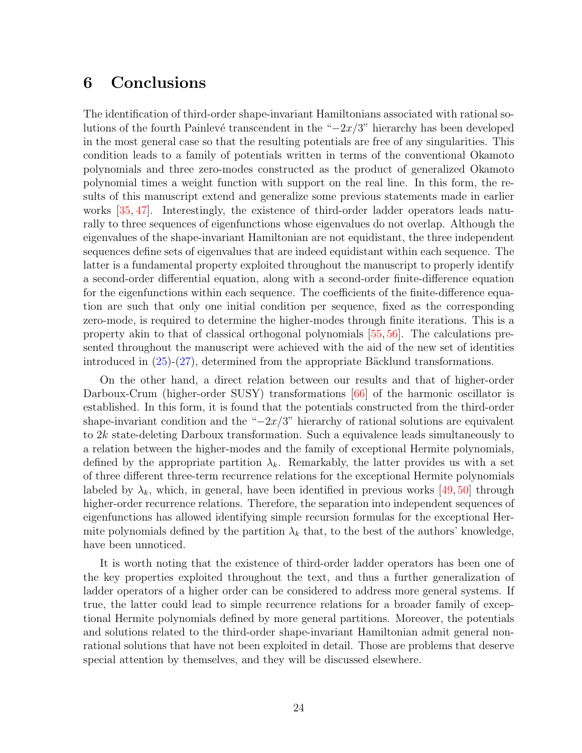## 6 Conclusions

The identification of third-order shape-invariant Hamiltonians associated with rational solutions of the fourth Painlevé transcendent in the "$-2x/3$" hierarchy has been developed in the most general case so that the resulting potentials are free of any singularities. This condition leads to a family of potentials written in terms of the conventional Okamoto polynomials and three zero-modes constructed as the product of generalized Okamoto polynomial times a weight function with support on the real line. In this form, the results of this manuscript extend and generalize some previous statements made in earlier works [35, 47]. Interestingly, the existence of third-order ladder operators leads naturally to three sequences of eigenfunctions whose eigenvalues do not overlap. Although the eigenvalues of the shape-invariant Hamiltonian are not equidistant, the three independent sequences define sets of eigenvalues that are indeed equidistant within each sequence. The latter is a fundamental property exploited throughout the manuscript to properly identify a second-order differential equation, along with a second-order finite-difference equation for the eigenfunctions within each sequence. The coefficients of the finite-difference equation are such that only one initial condition per sequence, fixed as the corresponding zero-mode, is required to determine the higher-modes through finite iterations. This is a property akin to that of classical orthogonal polynomials [55, 56]. The calculations presented throughout the manuscript were achieved with the aid of the new set of identities introduced in (25)-(27), determined from the appropriate Bäcklund transformations.

On the other hand, a direct relation between our results and that of higher-order Darboux-Crum (higher-order SUSY) transformations [66] of the harmonic oscillator is established. In this form, it is found that the potentials constructed from the third-order shape-invariant condition and the "$-2x/3$" hierarchy of rational solutions are equivalent to $2k$ state-deleting Darboux transformation. Such a equivalence leads simultaneously to a relation between the higher-modes and the family of exceptional Hermite polynomials, defined by the appropriate partition $\lambda_k$. Remarkably, the latter provides us with a set of three different three-term recurrence relations for the exceptional Hermite polynomials labeled by $\lambda_k$, which, in general, have been identified in previous works [49, 50] through higher-order recurrence relations. Therefore, the separation into independent sequences of eigenfunctions has allowed identifying simple recursion formulas for the exceptional Hermite polynomials defined by the partition $\lambda_k$ that, to the best of the authors' knowledge, have been unnoticed.

It is worth noting that the existence of third-order ladder operators has been one of the key properties exploited throughout the text, and thus a further generalization of ladder operators of a higher order can be considered to address more general systems. If true, the latter could lead to simple recurrence relations for a broader family of exceptional Hermite polynomials defined by more general partitions. Moreover, the potentials and solutions related to the third-order shape-invariant Hamiltonian admit general non-rational solutions that have not been exploited in detail. Those are problems that deserve special attention by themselves, and they will be discussed elsewhere.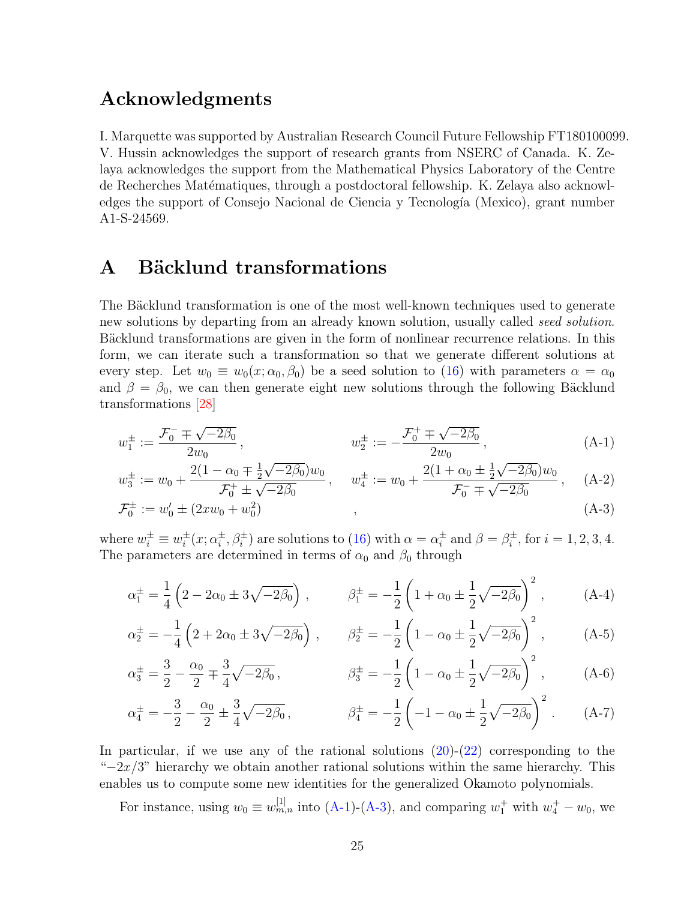## Acknowledgments

I. Marquette was supported by Australian Research Council Future Fellowship FT180100099. V. Hussin acknowledges the support of research grants from NSERC of Canada. K. Zelaya acknowledges the support from the Mathematical Physics Laboratory of the Centre de Recherches Matématiques, through a postdoctoral fellowship. K. Zelaya also acknowledges the support of Consejo Nacional de Ciencia y Tecnología (Mexico), grant number A1-S-24569.

## A Bäcklund transformations

The Bäcklund transformation is one of the most well-known techniques used to generate new solutions by departing from an already known solution, usually called *seed solution*. Bäcklund transformations are given in the form of nonlinear recurrence relations. In this form, we can iterate such a transformation so that we generate different solutions at every step. Let $w_0 \equiv w_0(x;\alpha_0,\beta_0)$ be a seed solution to (16) with parameters $\alpha=\alpha_0$ and $\beta=\beta_0$, we can then generate eight new solutions through the following Bäcklund transformations [28]

$$
w_1^{\pm} := \frac{\mathcal{F}_0^{-} \mp \sqrt{-2\beta_0}}{2w_0}\,, \qquad w_2^{\pm} := -\frac{\mathcal{F}_0^{+} \mp \sqrt{-2\beta_0}}{2w_0}\,, \tag{A-1}
$$

$$
w_3^{\pm} := w_0 + \frac{2(1-\alpha_0 \mp \frac{1}{2}\sqrt{-2\beta_0})w_0}{\mathcal{F}_0^{+} \pm \sqrt{-2\beta_0}}\,, \quad w_4^{\pm} := w_0 + \frac{2(1+\alpha_0 \pm \frac{1}{2}\sqrt{-2\beta_0})w_0}{\mathcal{F}_0^{-} \mp \sqrt{-2\beta_0}}\,, \tag{A-2}
$$

$$
\mathcal{F}_0^{\pm} := w_0' \pm (2xw_0 + w_0^2)\,, \tag{A-3}
$$

where $w_i^{\pm} \equiv w_i^{\pm}(x;\alpha_i^{\pm},\beta_i^{\pm})$ are solutions to (16) with $\alpha=\alpha_i^{\pm}$ and $\beta=\beta_i^{\pm}$, for $i=1,2,3,4$. The parameters are determined in terms of $\alpha_0$ and $\beta_0$ through

$$
\alpha_1^{\pm} = \frac{1}{4}\left(2 - 2\alpha_0 \pm 3\sqrt{-2\beta_0}\right), \qquad \beta_1^{\pm} = -\frac{1}{2}\left(1+\alpha_0 \pm \frac{1}{2}\sqrt{-2\beta_0}\right)^2, \tag{A-4}
$$

$$
\alpha_2^{\pm} = -\frac{1}{4}\left(2 + 2\alpha_0 \pm 3\sqrt{-2\beta_0}\right), \qquad \beta_2^{\pm} = -\frac{1}{2}\left(1-\alpha_0 \pm \frac{1}{2}\sqrt{-2\beta_0}\right)^2, \tag{A-5}
$$

$$
\alpha_3^{\pm} = \frac{3}{2} - \frac{\alpha_0}{2} \mp \frac{3}{4}\sqrt{-2\beta_0}\,, \qquad \beta_3^{\pm} = -\frac{1}{2}\left(1-\alpha_0 \pm \frac{1}{2}\sqrt{-2\beta_0}\right)^2, \tag{A-6}
$$

$$
\alpha_4^{\pm} = -\frac{3}{2} - \frac{\alpha_0}{2} \pm \frac{3}{4}\sqrt{-2\beta_0}\,, \qquad \beta_4^{\pm} = -\frac{1}{2}\left(-1-\alpha_0 \pm \frac{1}{2}\sqrt{-2\beta_0}\right)^2. \tag{A-7}
$$

In particular, if we use any of the rational solutions (20)-(22) corresponding to the "$-2x/3$" hierarchy we obtain another rational solutions within the same hierarchy. This enables us to compute some new identities for the generalized Okamoto polynomials.

For instance, using $w_0 \equiv w_{m,n}^{[1]}$ into (A-1)-(A-3), and comparing $w_1^{+}$ with $w_4^{+} - w_0$, we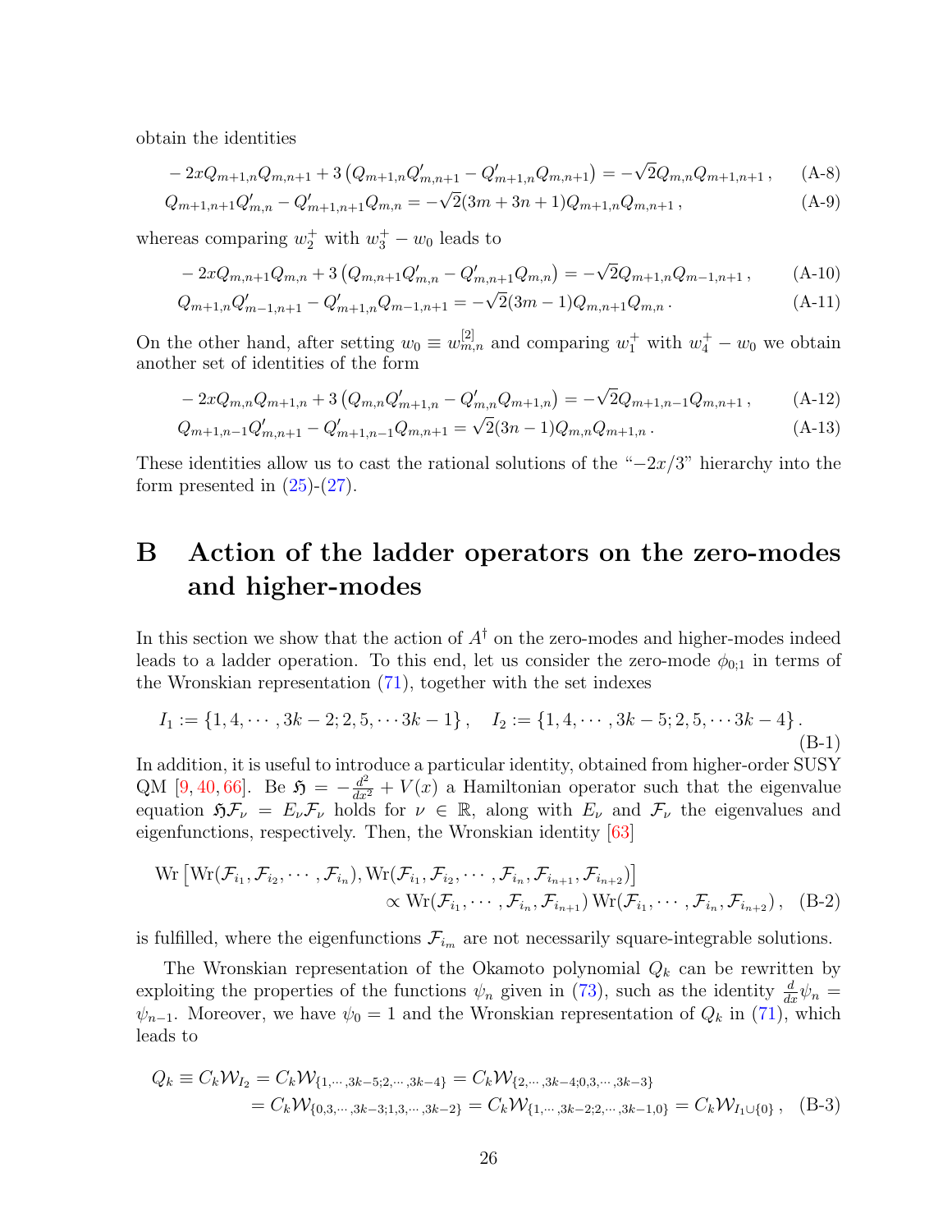obtain the identities

$$
-2xQ_{m+1,n}Q_{m,n+1} + 3\left(Q_{m+1,n}Q'_{m,n+1} - Q'_{m+1,n}Q_{m,n+1}\right) = -\sqrt{2}Q_{m,n}Q_{m+1,n+1}\,, \tag{A-8}
$$

$$
Q_{m+1,n+1}Q'_{m,n} - Q'_{m+1,n+1}Q_{m,n} = -\sqrt{2}(3m+3n+1)Q_{m+1,n}Q_{m,n+1}\,, \tag{A-9}
$$

whereas comparing $w_2^+$ with $w_3^+ - w_0$ leads to

$$
-2xQ_{m,n+1}Q_{m,n} + 3\left(Q_{m,n+1}Q'_{m,n} - Q'_{m,n+1}Q_{m,n}\right) = -\sqrt{2}Q_{m+1,n}Q_{m-1,n+1}\,, \tag{A-10}
$$

$$
Q_{m+1,n}Q'_{m-1,n+1} - Q'_{m+1,n}Q_{m-1,n+1} = -\sqrt{2}(3m-1)Q_{m,n+1}Q_{m,n}\,. \tag{A-11}
$$

On the other hand, after setting $w_0 \equiv w_{m,n}^{[2]}$ and comparing $w_1^+$ with $w_4^+ - w_0$ we obtain another set of identities of the form

$$
-2xQ_{m,n}Q_{m+1,n} + 3\left(Q_{m,n}Q'_{m+1,n} - Q'_{m,n}Q_{m+1,n}\right) = -\sqrt{2}Q_{m+1,n-1}Q_{m,n+1}\,, \tag{A-12}
$$

$$
Q_{m+1,n-1}Q'_{m,n+1} - Q'_{m+1,n-1}Q_{m,n+1} = \sqrt{2}(3n-1)Q_{m,n}Q_{m+1,n}\,. \tag{A-13}
$$

These identities allow us to cast the rational solutions of the "$-2x/3$" hierarchy into the form presented in (25)-(27).

# B Action of the ladder operators on the zero-modes and higher-modes

In this section we show that the action of $A^\dagger$ on the zero-modes and higher-modes indeed leads to a ladder operation. To this end, let us consider the zero-mode $\phi_{0;1}$ in terms of the Wronskian representation (71), together with the set indexes

$$
I_1 := \{1,4,\cdots,3k-2;2,5,\cdots 3k-1\}\,, \quad I_2 := \{1,4,\cdots,3k-5;2,5,\cdots 3k-4\}\,. \tag{B-1}
$$

In addition, it is useful to introduce a particular identity, obtained from higher-order SUSY QM [9, 40, 66]. Be $\mathfrak{H} = -\frac{d^2}{dx^2} + V(x)$ a Hamiltonian operator such that the eigenvalue equation $\mathfrak{H}\mathcal{F}_\nu = E_\nu \mathcal{F}_\nu$ holds for $\nu \in \mathbb{R}$, along with $E_\nu$ and $\mathcal{F}_\nu$ the eigenvalues and eigenfunctions, respectively. Then, the Wronskian identity [63]

$$
\begin{aligned}
\operatorname{Wr}\left[\operatorname{Wr}(\mathcal{F}_{i_1},\mathcal{F}_{i_2},\cdots,\mathcal{F}_{i_n}), \operatorname{Wr}(\mathcal{F}_{i_1},\mathcal{F}_{i_2},\cdots,\mathcal{F}_{i_n},\mathcal{F}_{i_{n+1}},\mathcal{F}_{i_{n+2}})\right]& \\
\propto \operatorname{Wr}(\mathcal{F}_{i_1},\cdots,\mathcal{F}_{i_n},\mathcal{F}_{i_{n+1}})\operatorname{Wr}(\mathcal{F}_{i_1},\cdots,\mathcal{F}_{i_n},\mathcal{F}_{i_{n+2}})&\,,
\end{aligned} \tag{B-2}
$$

is fulfilled, where the eigenfunctions $\mathcal{F}_{i_m}$ are not necessarily square-integrable solutions.

The Wronskian representation of the Okamoto polynomial $Q_k$ can be rewritten by exploiting the properties of the functions $\psi_n$ given in (73), such as the identity $\frac{d}{dx}\psi_n = \psi_{n-1}$. Moreover, we have $\psi_0 = 1$ and the Wronskian representation of $Q_k$ in (71), which leads to

$$
\begin{aligned}
Q_k \equiv C_k\mathcal{W}_{I_2} &= C_k\mathcal{W}_{\{1,\cdots,3k-5;2,\cdots,3k-4\}} = C_k\mathcal{W}_{\{2,\cdots,3k-4;0,3,\cdots,3k-3\}} \\
&= C_k\mathcal{W}_{\{0,3,\cdots,3k-3;1,3,\cdots,3k-2\}} = C_k\mathcal{W}_{\{1,\cdots,3k-2;2,\cdots,3k-1,0\}} = C_k\mathcal{W}_{I_1\cup\{0\}}\,,
\end{aligned} \tag{B-3}
$$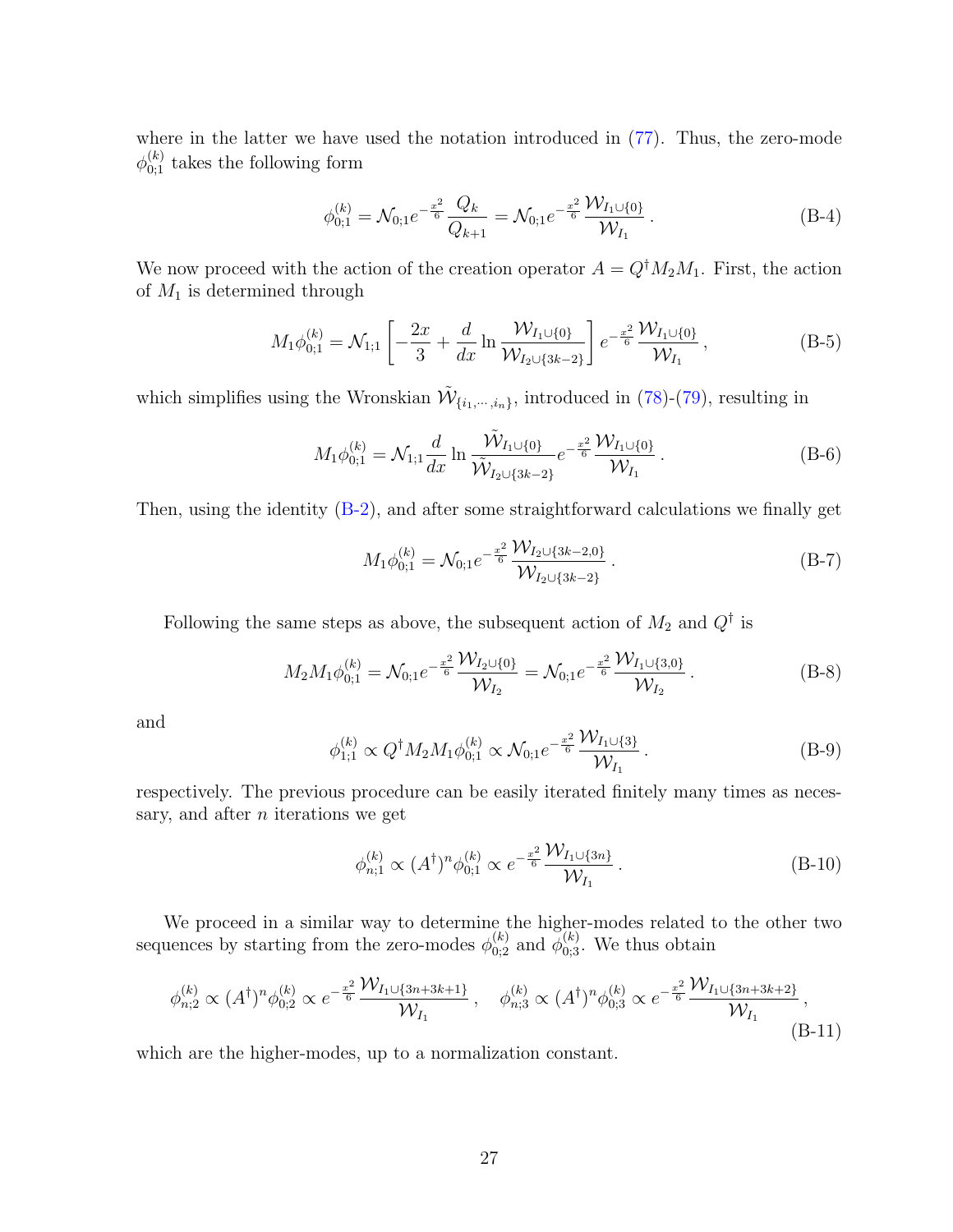where in the latter we have used the notation introduced in (77). Thus, the zero-mode $\phi_{0;1}^{(k)}$ takes the following form

$$\phi_{0;1}^{(k)} = \mathcal{N}_{0;1} e^{-\frac{x^2}{6}} \frac{Q_k}{Q_{k+1}} = \mathcal{N}_{0;1} e^{-\frac{x^2}{6}} \frac{\mathcal{W}_{I_1 \cup \{0\}}}{\mathcal{W}_{I_1}} \,. \tag{B-4}$$

We now proceed with the action of the creation operator $A = Q^\dagger M_2 M_1$. First, the action of $M_1$ is determined through

$$M_1 \phi_{0;1}^{(k)} = \mathcal{N}_{1;1} \left[ -\frac{2x}{3} + \frac{d}{dx} \ln \frac{\mathcal{W}_{I_1 \cup \{0\}}}{\mathcal{W}_{I_2 \cup \{3k-2\}}} \right] e^{-\frac{x^2}{6}} \frac{\mathcal{W}_{I_1 \cup \{0\}}}{\mathcal{W}_{I_1}} \,, \tag{B-5}$$

which simplifies using the Wronskian $\tilde{\mathcal{W}}_{\{i_1,\cdots,i_n\}}$, introduced in (78)-(79), resulting in

$$M_1 \phi_{0;1}^{(k)} = \mathcal{N}_{1;1} \frac{d}{dx} \ln \frac{\tilde{\mathcal{W}}_{I_1 \cup \{0\}}}{\tilde{\mathcal{W}}_{I_2 \cup \{3k-2\}}} e^{-\frac{x^2}{6}} \frac{\mathcal{W}_{I_1 \cup \{0\}}}{\mathcal{W}_{I_1}} \,. \tag{B-6}$$

Then, using the identity (B-2), and after some straightforward calculations we finally get

$$M_1 \phi_{0;1}^{(k)} = \mathcal{N}_{0;1} e^{-\frac{x^2}{6}} \frac{\mathcal{W}_{I_2 \cup \{3k-2,0\}}}{\mathcal{W}_{I_2 \cup \{3k-2\}}} \,. \tag{B-7}$$

Following the same steps as above, the subsequent action of $M_2$ and $Q^\dagger$ is

$$M_2 M_1 \phi_{0;1}^{(k)} = \mathcal{N}_{0;1} e^{-\frac{x^2}{6}} \frac{\mathcal{W}_{I_2 \cup \{0\}}}{\mathcal{W}_{I_2}} = \mathcal{N}_{0;1} e^{-\frac{x^2}{6}} \frac{\mathcal{W}_{I_1 \cup \{3,0\}}}{\mathcal{W}_{I_2}} \,. \tag{B-8}$$

and

$$\phi_{1;1}^{(k)} \propto Q^\dagger M_2 M_1 \phi_{0;1}^{(k)} \propto \mathcal{N}_{0;1} e^{-\frac{x^2}{6}} \frac{\mathcal{W}_{I_1 \cup \{3\}}}{\mathcal{W}_{I_1}} \,. \tag{B-9}$$

respectively. The previous procedure can be easily iterated finitely many times as necessary, and after $n$ iterations we get

$$\phi_{n;1}^{(k)} \propto (A^\dagger)^n \phi_{0;1}^{(k)} \propto e^{-\frac{x^2}{6}} \frac{\mathcal{W}_{I_1 \cup \{3n\}}}{\mathcal{W}_{I_1}} \,. \tag{B-10}$$

We proceed in a similar way to determine the higher-modes related to the other two sequences by starting from the zero-modes $\phi_{0;2}^{(k)}$ and $\phi_{0;3}^{(k)}$. We thus obtain

$$\phi_{n;2}^{(k)} \propto (A^\dagger)^n \phi_{0;2}^{(k)} \propto e^{-\frac{x^2}{6}} \frac{\mathcal{W}_{I_1 \cup \{3n+3k+1\}}}{\mathcal{W}_{I_1}} \,, \quad \phi_{n;3}^{(k)} \propto (A^\dagger)^n \phi_{0;3}^{(k)} \propto e^{-\frac{x^2}{6}} \frac{\mathcal{W}_{I_1 \cup \{3n+3k+2\}}}{\mathcal{W}_{I_1}} \,, \tag{B-11}$$

which are the higher-modes, up to a normalization constant.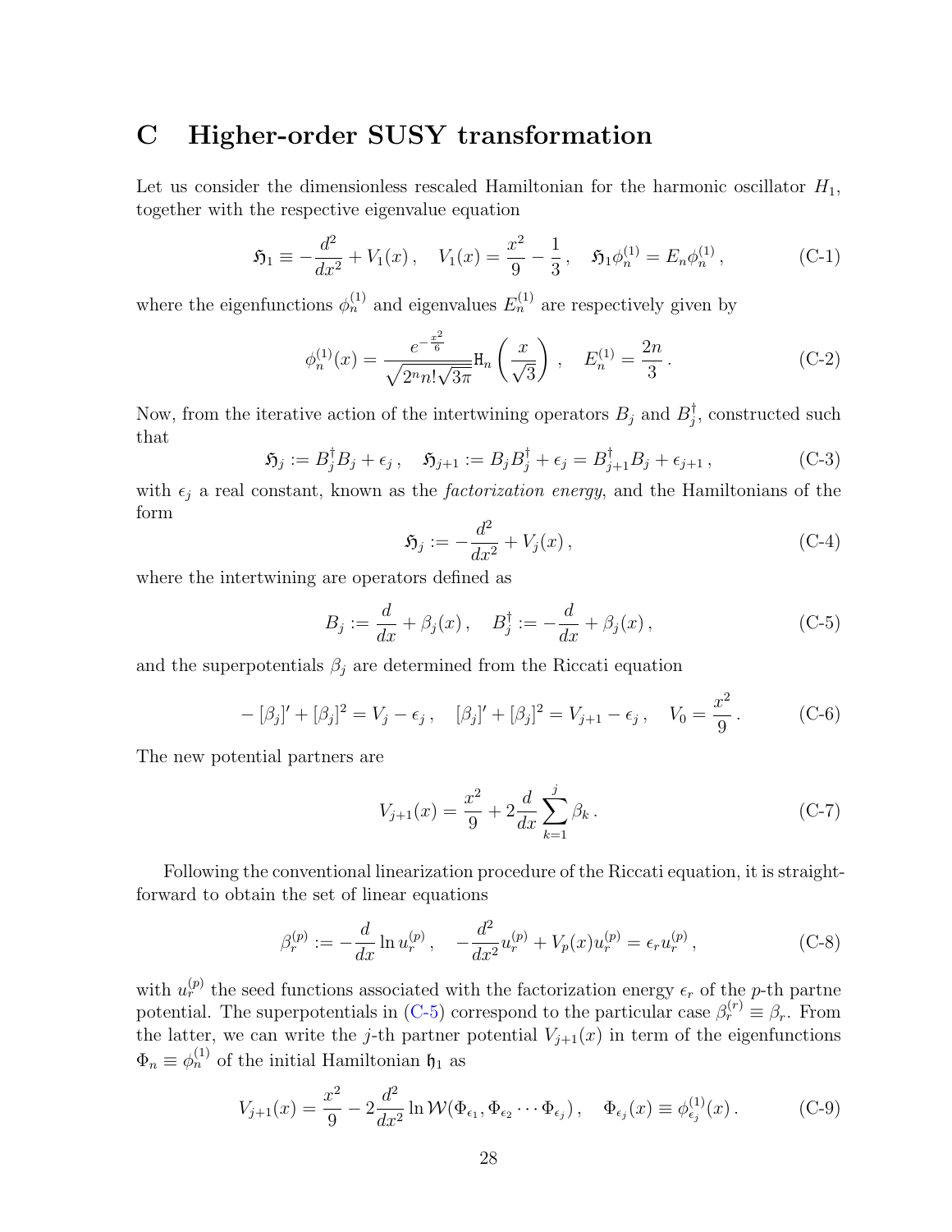# C Higher-order SUSY transformation

Let us consider the dimensionless rescaled Hamiltonian for the harmonic oscillator $H_1$, together with the respective eigenvalue equation

$$\mathfrak{H}_1 \equiv -\frac{d^2}{dx^2} + V_1(x)\,, \quad V_1(x) = \frac{x^2}{9} - \frac{1}{3}\,, \quad \mathfrak{H}_1 \phi_n^{(1)} = E_n \phi_n^{(1)}\,, \tag{C-1}$$

where the eigenfunctions $\phi_n^{(1)}$ and eigenvalues $E_n^{(1)}$ are respectively given by

$$\phi_n^{(1)}(x) = \frac{e^{-\frac{x^2}{6}}}{\sqrt{2^n n! \sqrt{3\pi}}} \mathtt{H}_n\left(\frac{x}{\sqrt{3}}\right)\,, \quad E_n^{(1)} = \frac{2n}{3}\,. \tag{C-2}$$

Now, from the iterative action of the intertwining operators $B_j$ and $B_j^\dagger$, constructed such that

$$\mathfrak{H}_j := B_j^\dagger B_j + \epsilon_j\,, \quad \mathfrak{H}_{j+1} := B_j B_j^\dagger + \epsilon_j = B_{j+1}^\dagger B_j + \epsilon_{j+1}\,, \tag{C-3}$$

with $\epsilon_j$ a real constant, known as the *factorization energy*, and the Hamiltonians of the form

$$\mathfrak{H}_j := -\frac{d^2}{dx^2} + V_j(x)\,, \tag{C-4}$$

where the intertwining are operators defined as

$$B_j := \frac{d}{dx} + \beta_j(x)\,, \quad B_j^\dagger := -\frac{d}{dx} + \beta_j(x)\,, \tag{C-5}$$

and the superpotentials $\beta_j$ are determined from the Riccati equation

$$-[\beta_j]' + [\beta_j]^2 = V_j - \epsilon_j\,, \quad [\beta_j]' + [\beta_j]^2 = V_{j+1} - \epsilon_j\,, \quad V_0 = \frac{x^2}{9}\,. \tag{C-6}$$

The new potential partners are

$$V_{j+1}(x) = \frac{x^2}{9} + 2\frac{d}{dx}\sum_{k=1}^{j} \beta_k\,. \tag{C-7}$$

Following the conventional linearization procedure of the Riccati equation, it is straightforward to obtain the set of linear equations

$$\beta_r^{(p)} := -\frac{d}{dx}\ln u_r^{(p)}\,, \quad -\frac{d^2}{dx^2}u_r^{(p)} + V_p(x)u_r^{(p)} = \epsilon_r u_r^{(p)}\,, \tag{C-8}$$

with $u_r^{(p)}$ the seed functions associated with the factorization energy $\epsilon_r$ of the $p$-th partne potential. The superpotentials in (C-5) correspond to the particular case $\beta_r^{(r)} \equiv \beta_r$. From the latter, we can write the $j$-th partner potential $V_{j+1}(x)$ in term of the eigenfunctions $\Phi_n \equiv \phi_n^{(1)}$ of the initial Hamiltonian $\mathfrak{h}_1$ as

$$V_{j+1}(x) = \frac{x^2}{9} - 2\frac{d^2}{dx^2}\ln \mathcal{W}(\Phi_{\epsilon_1}, \Phi_{\epsilon_2} \cdots \Phi_{\epsilon_j})\,, \quad \Phi_{\epsilon_j}(x) \equiv \phi_{\epsilon_j}^{(1)}(x)\,. \tag{C-9}$$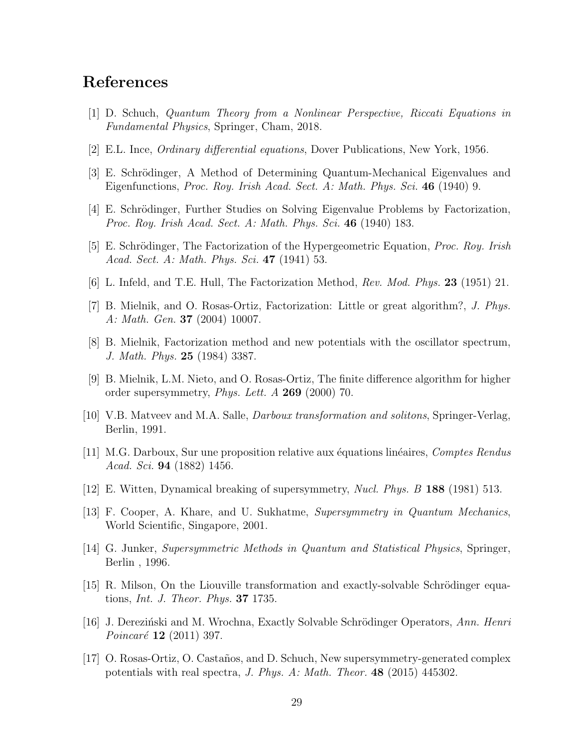# References

[1] D. Schuch, *Quantum Theory from a Nonlinear Perspective, Riccati Equations in Fundamental Physics*, Springer, Cham, 2018.

[2] E.L. Ince, *Ordinary differential equations*, Dover Publications, New York, 1956.

[3] E. Schrödinger, A Method of Determining Quantum-Mechanical Eigenvalues and Eigenfunctions, *Proc. Roy. Irish Acad. Sect. A: Math. Phys. Sci.* **46** (1940) 9.

[4] E. Schrödinger, Further Studies on Solving Eigenvalue Problems by Factorization, *Proc. Roy. Irish Acad. Sect. A: Math. Phys. Sci.* **46** (1940) 183.

[5] E. Schrödinger, The Factorization of the Hypergeometric Equation, *Proc. Roy. Irish Acad. Sect. A: Math. Phys. Sci.* **47** (1941) 53.

[6] L. Infeld, and T.E. Hull, The Factorization Method, *Rev. Mod. Phys.* **23** (1951) 21.

[7] B. Mielnik, and O. Rosas-Ortiz, Factorization: Little or great algorithm?, *J. Phys. A: Math. Gen.* **37** (2004) 10007.

[8] B. Mielnik, Factorization method and new potentials with the oscillator spectrum, *J. Math. Phys.* **25** (1984) 3387.

[9] B. Mielnik, L.M. Nieto, and O. Rosas-Ortiz, The finite difference algorithm for higher order supersymmetry, *Phys. Lett. A* **269** (2000) 70.

[10] V.B. Matveev and M.A. Salle, *Darboux transformation and solitons*, Springer-Verlag, Berlin, 1991.

[11] M.G. Darboux, Sur une proposition relative aux équations linéaires, *Comptes Rendus Acad. Sci.* **94** (1882) 1456.

[12] E. Witten, Dynamical breaking of supersymmetry, *Nucl. Phys. B* **188** (1981) 513.

[13] F. Cooper, A. Khare, and U. Sukhatme, *Supersymmetry in Quantum Mechanics*, World Scientific, Singapore, 2001.

[14] G. Junker, *Supersymmetric Methods in Quantum and Statistical Physics*, Springer, Berlin , 1996.

[15] R. Milson, On the Liouville transformation and exactly-solvable Schrödinger equations, *Int. J. Theor. Phys.* **37** 1735.

[16] J. Dereziński and M. Wrochna, Exactly Solvable Schrödinger Operators, *Ann. Henri Poincaré* **12** (2011) 397.

[17] O. Rosas-Ortiz, O. Castaños, and D. Schuch, New supersymmetry-generated complex potentials with real spectra, *J. Phys. A: Math. Theor.* **48** (2015) 445302.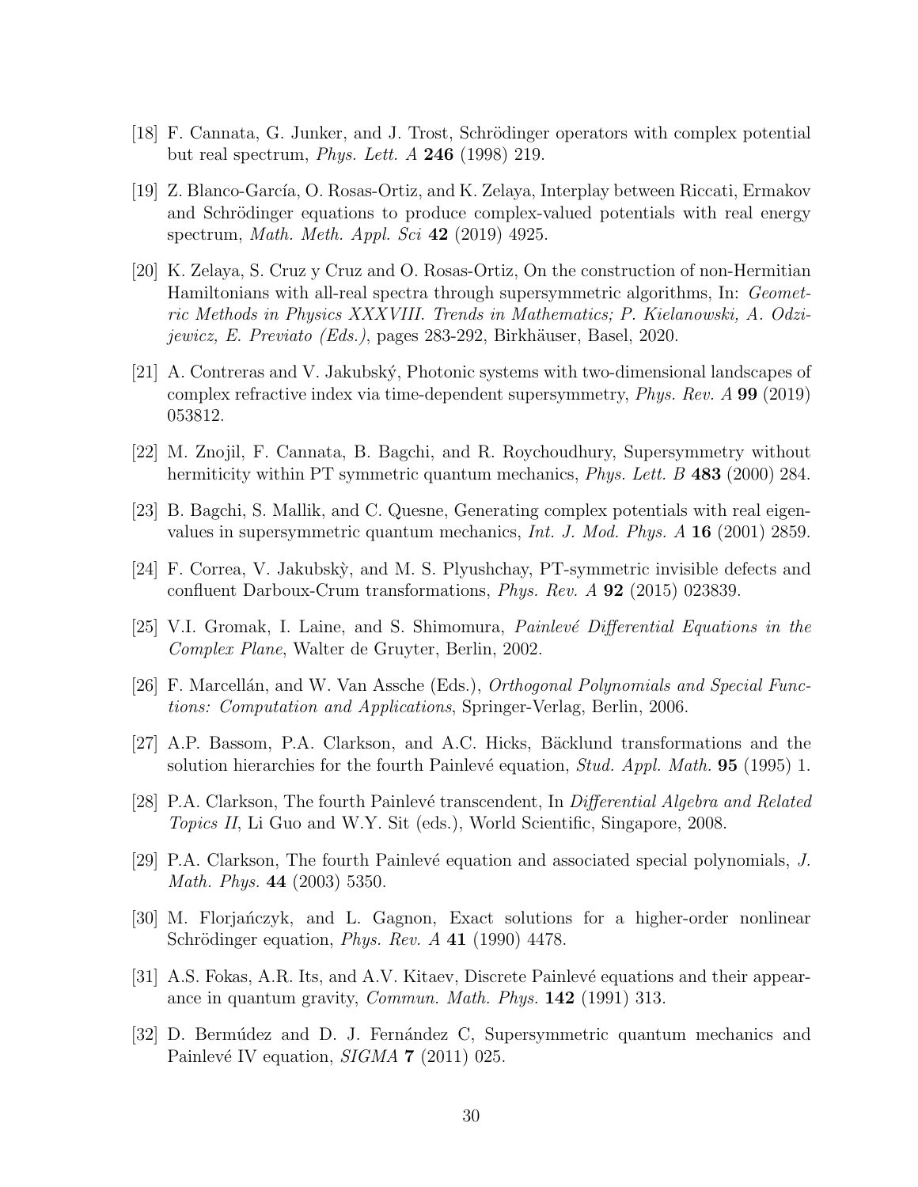[18] F. Cannata, G. Junker, and J. Trost, Schrödinger operators with complex potential but real spectrum, *Phys. Lett. A* **246** (1998) 219.

[19] Z. Blanco-García, O. Rosas-Ortiz, and K. Zelaya, Interplay between Riccati, Ermakov and Schrödinger equations to produce complex-valued potentials with real energy spectrum, *Math. Meth. Appl. Sci* **42** (2019) 4925.

[20] K. Zelaya, S. Cruz y Cruz and O. Rosas-Ortiz, On the construction of non-Hermitian Hamiltonians with all-real spectra through supersymmetric algorithms, In: *Geometric Methods in Physics XXXVIII. Trends in Mathematics; P. Kielanowski, A. Odzijewicz, E. Previato (Eds.)*, pages 283-292, Birkhäuser, Basel, 2020.

[21] A. Contreras and V. Jakubský, Photonic systems with two-dimensional landscapes of complex refractive index via time-dependent supersymmetry, *Phys. Rev. A* **99** (2019) 053812.

[22] M. Znojil, F. Cannata, B. Bagchi, and R. Roychoudhury, Supersymmetry without hermiticity within PT symmetric quantum mechanics, *Phys. Lett. B* **483** (2000) 284.

[23] B. Bagchi, S. Mallik, and C. Quesne, Generating complex potentials with real eigenvalues in supersymmetric quantum mechanics, *Int. J. Mod. Phys. A* **16** (2001) 2859.

[24] F. Correa, V. Jakubskỳ, and M. S. Plyushchay, PT-symmetric invisible defects and confluent Darboux-Crum transformations, *Phys. Rev. A* **92** (2015) 023839.

[25] V.I. Gromak, I. Laine, and S. Shimomura, *Painlevé Differential Equations in the Complex Plane*, Walter de Gruyter, Berlin, 2002.

[26] F. Marcellán, and W. Van Assche (Eds.), *Orthogonal Polynomials and Special Functions: Computation and Applications*, Springer-Verlag, Berlin, 2006.

[27] A.P. Bassom, P.A. Clarkson, and A.C. Hicks, Bäcklund transformations and the solution hierarchies for the fourth Painlevé equation, *Stud. Appl. Math.* **95** (1995) 1.

[28] P.A. Clarkson, The fourth Painlevé transcendent, In *Differential Algebra and Related Topics II*, Li Guo and W.Y. Sit (eds.), World Scientific, Singapore, 2008.

[29] P.A. Clarkson, The fourth Painlevé equation and associated special polynomials, *J. Math. Phys.* **44** (2003) 5350.

[30] M. Florjańczyk, and L. Gagnon, Exact solutions for a higher-order nonlinear Schrödinger equation, *Phys. Rev. A* **41** (1990) 4478.

[31] A.S. Fokas, A.R. Its, and A.V. Kitaev, Discrete Painlevé equations and their appearance in quantum gravity, *Commun. Math. Phys.* **142** (1991) 313.

[32] D. Bermúdez and D. J. Fernández C, Supersymmetric quantum mechanics and Painlevé IV equation, *SIGMA* **7** (2011) 025.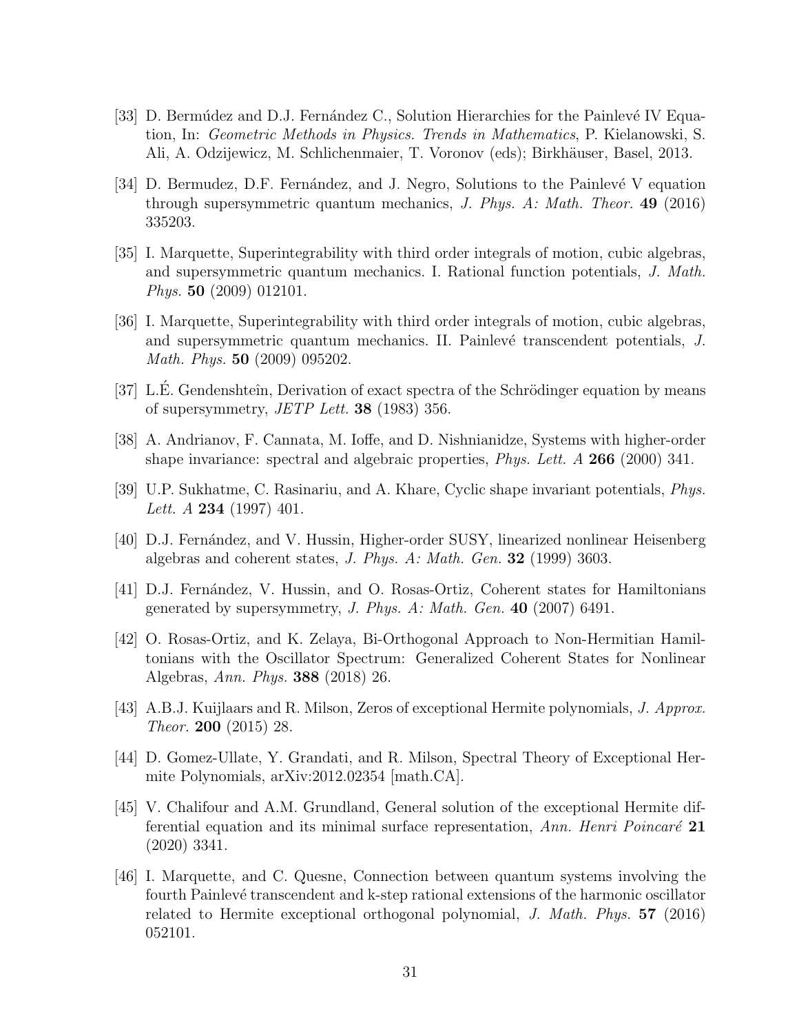[33] D. Bermúdez and D.J. Fernández C., Solution Hierarchies for the Painlevé IV Equation, In: *Geometric Methods in Physics. Trends in Mathematics*, P. Kielanowski, S. Ali, A. Odzijewicz, M. Schlichenmaier, T. Voronov (eds); Birkhäuser, Basel, 2013.

[34] D. Bermudez, D.F. Fernández, and J. Negro, Solutions to the Painlevé V equation through supersymmetric quantum mechanics, *J. Phys. A: Math. Theor.* **49** (2016) 335203.

[35] I. Marquette, Superintegrability with third order integrals of motion, cubic algebras, and supersymmetric quantum mechanics. I. Rational function potentials, *J. Math. Phys.* **50** (2009) 012101.

[36] I. Marquette, Superintegrability with third order integrals of motion, cubic algebras, and supersymmetric quantum mechanics. II. Painlevé transcendent potentials, *J. Math. Phys.* **50** (2009) 095202.

[37] L.É. Gendenshteîn, Derivation of exact spectra of the Schrödinger equation by means of supersymmetry, *JETP Lett.* **38** (1983) 356.

[38] A. Andrianov, F. Cannata, M. Ioffe, and D. Nishnianidze, Systems with higher-order shape invariance: spectral and algebraic properties, *Phys. Lett. A* **266** (2000) 341.

[39] U.P. Sukhatme, C. Rasinariu, and A. Khare, Cyclic shape invariant potentials, *Phys. Lett. A* **234** (1997) 401.

[40] D.J. Fernández, and V. Hussin, Higher-order SUSY, linearized nonlinear Heisenberg algebras and coherent states, *J. Phys. A: Math. Gen.* **32** (1999) 3603.

[41] D.J. Fernández, V. Hussin, and O. Rosas-Ortiz, Coherent states for Hamiltonians generated by supersymmetry, *J. Phys. A: Math. Gen.* **40** (2007) 6491.

[42] O. Rosas-Ortiz, and K. Zelaya, Bi-Orthogonal Approach to Non-Hermitian Hamiltonians with the Oscillator Spectrum: Generalized Coherent States for Nonlinear Algebras, *Ann. Phys.* **388** (2018) 26.

[43] A.B.J. Kuijlaars and R. Milson, Zeros of exceptional Hermite polynomials, *J. Approx. Theor.* **200** (2015) 28.

[44] D. Gomez-Ullate, Y. Grandati, and R. Milson, Spectral Theory of Exceptional Hermite Polynomials, arXiv:2012.02354 [math.CA].

[45] V. Chalifour and A.M. Grundland, General solution of the exceptional Hermite differential equation and its minimal surface representation, *Ann. Henri Poincaré* **21** (2020) 3341.

[46] I. Marquette, and C. Quesne, Connection between quantum systems involving the fourth Painlevé transcendent and k-step rational extensions of the harmonic oscillator related to Hermite exceptional orthogonal polynomial, *J. Math. Phys.* **57** (2016) 052101.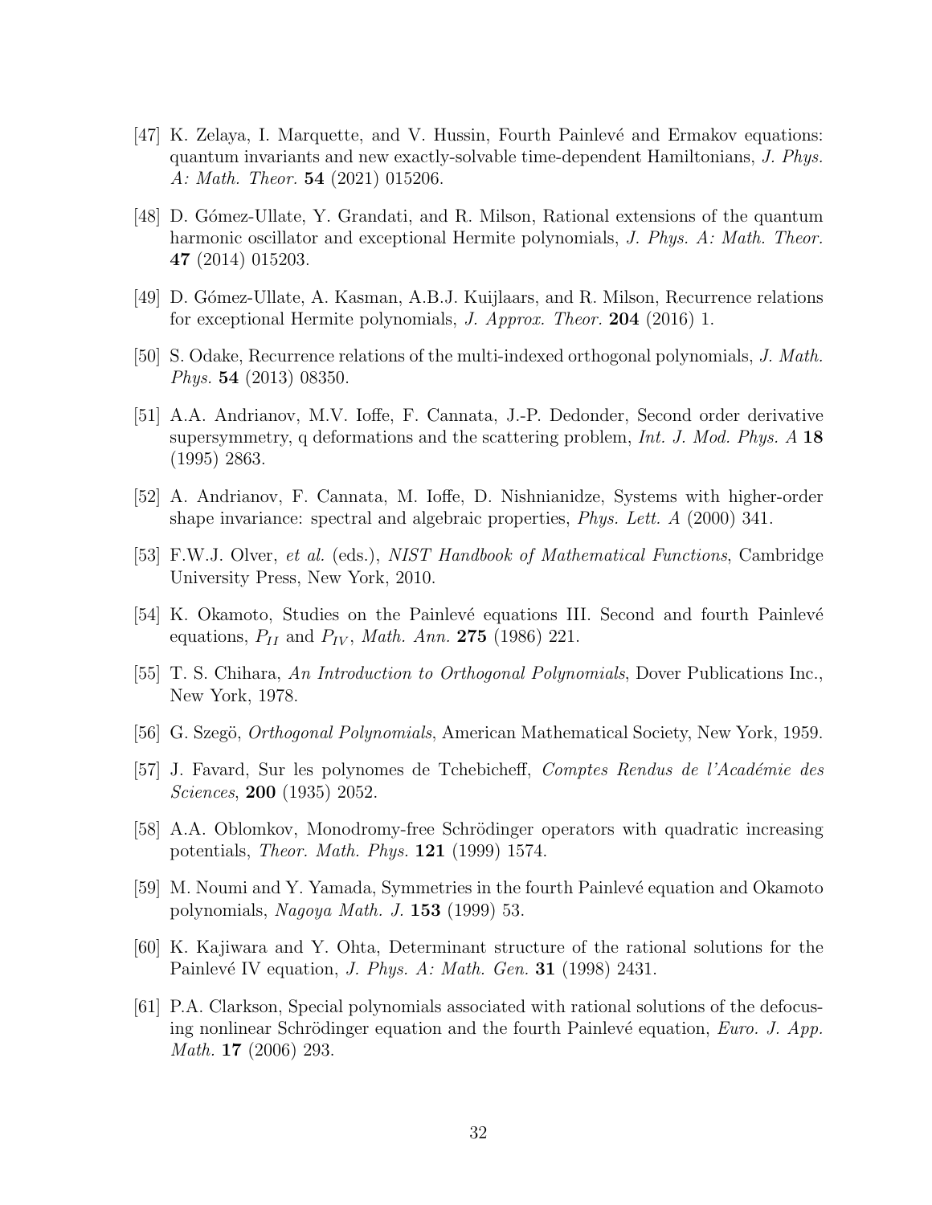[47] K. Zelaya, I. Marquette, and V. Hussin, Fourth Painlevé and Ermakov equations: quantum invariants and new exactly-solvable time-dependent Hamiltonians, *J. Phys. A: Math. Theor.* **54** (2021) 015206.

[48] D. Gómez-Ullate, Y. Grandati, and R. Milson, Rational extensions of the quantum harmonic oscillator and exceptional Hermite polynomials, *J. Phys. A: Math. Theor.* **47** (2014) 015203.

[49] D. Gómez-Ullate, A. Kasman, A.B.J. Kuijlaars, and R. Milson, Recurrence relations for exceptional Hermite polynomials, *J. Approx. Theor.* **204** (2016) 1.

[50] S. Odake, Recurrence relations of the multi-indexed orthogonal polynomials, *J. Math. Phys.* **54** (2013) 08350.

[51] A.A. Andrianov, M.V. Ioffe, F. Cannata, J.-P. Dedonder, Second order derivative supersymmetry, q deformations and the scattering problem, *Int. J. Mod. Phys. A* **18** (1995) 2863.

[52] A. Andrianov, F. Cannata, M. Ioffe, D. Nishnianidze, Systems with higher-order shape invariance: spectral and algebraic properties, *Phys. Lett. A* (2000) 341.

[53] F.W.J. Olver, *et al.* (eds.), *NIST Handbook of Mathematical Functions*, Cambridge University Press, New York, 2010.

[54] K. Okamoto, Studies on the Painlevé equations III. Second and fourth Painlevé equations, $P_{II}$ and $P_{IV}$, *Math. Ann.* **275** (1986) 221.

[55] T. S. Chihara, *An Introduction to Orthogonal Polynomials*, Dover Publications Inc., New York, 1978.

[56] G. Szegö, *Orthogonal Polynomials*, American Mathematical Society, New York, 1959.

[57] J. Favard, Sur les polynomes de Tchebicheff, *Comptes Rendus de l'Académie des Sciences*, **200** (1935) 2052.

[58] A.A. Oblomkov, Monodromy-free Schrödinger operators with quadratic increasing potentials, *Theor. Math. Phys.* **121** (1999) 1574.

[59] M. Noumi and Y. Yamada, Symmetries in the fourth Painlevé equation and Okamoto polynomials, *Nagoya Math. J.* **153** (1999) 53.

[60] K. Kajiwara and Y. Ohta, Determinant structure of the rational solutions for the Painlevé IV equation, *J. Phys. A: Math. Gen.* **31** (1998) 2431.

[61] P.A. Clarkson, Special polynomials associated with rational solutions of the defocusing nonlinear Schrödinger equation and the fourth Painlevé equation, *Euro. J. App. Math.* **17** (2006) 293.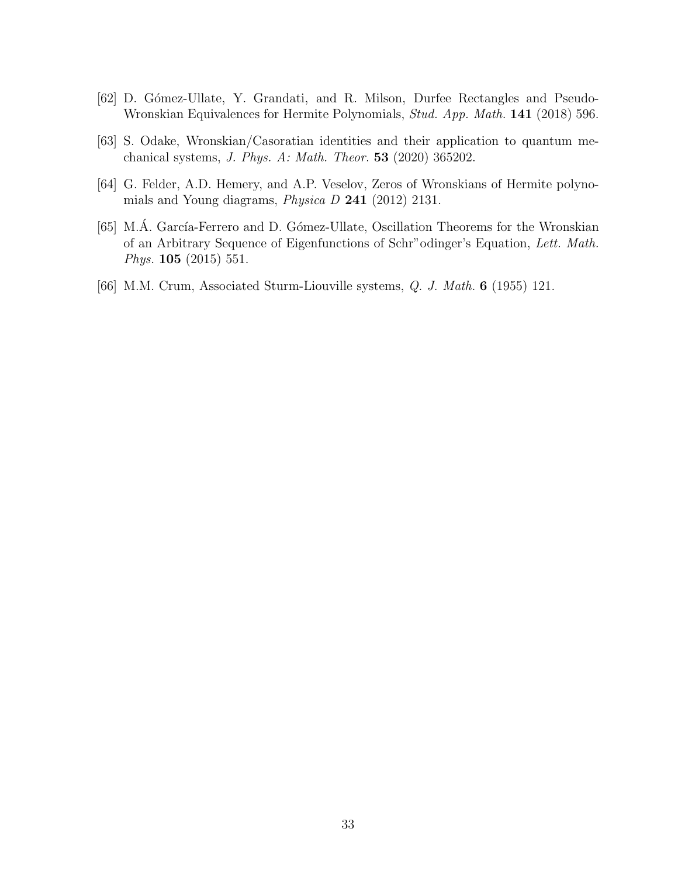[62] D. Gómez-Ullate, Y. Grandati, and R. Milson, Durfee Rectangles and Pseudo-Wronskian Equivalences for Hermite Polynomials, *Stud. App. Math.* **141** (2018) 596.

[63] S. Odake, Wronskian/Casoratian identities and their application to quantum mechanical systems, *J. Phys. A: Math. Theor.* **53** (2020) 365202.

[64] G. Felder, A.D. Hemery, and A.P. Veselov, Zeros of Wronskians of Hermite polynomials and Young diagrams, *Physica D* **241** (2012) 2131.

[65] M.Á. García-Ferrero and D. Gómez-Ullate, Oscillation Theorems for the Wronskian of an Arbitrary Sequence of Eigenfunctions of Schr"odinger's Equation, *Lett. Math. Phys.* **105** (2015) 551.

[66] M.M. Crum, Associated Sturm-Liouville systems, *Q. J. Math.* **6** (1955) 121.